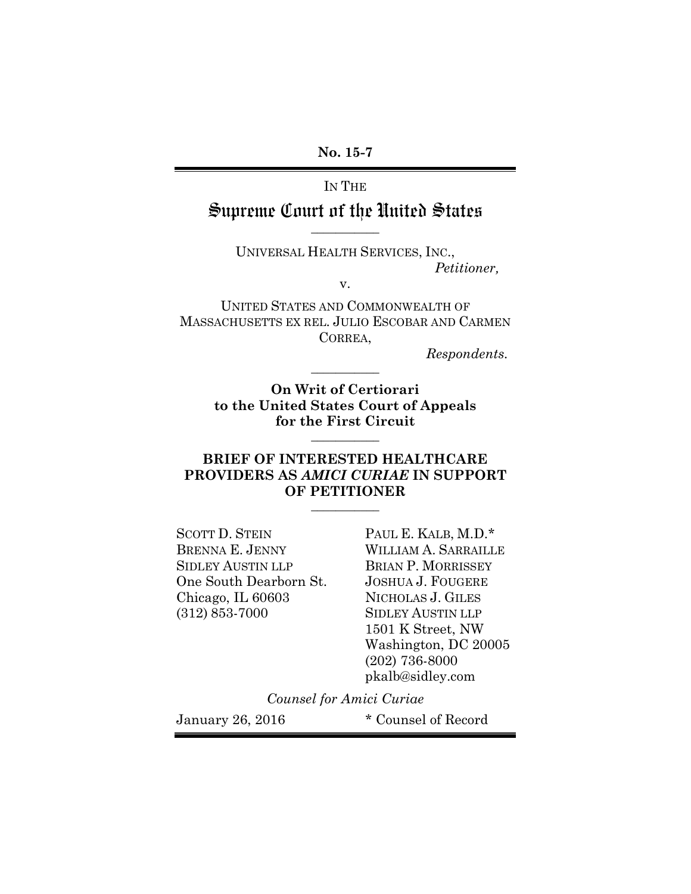**No. 15-7**

IN THE

# Supreme Court of the United States

---

UNIVERSAL HEALTH SERVICES, INC.,
*Petitioner,*

v.

UNITED STATES AND COMMONWEALTH OF MASSACHUSETTS EX REL. JULIO ESCOBAR AND CARMEN CORREA,
*Respondents.*

---

**On Writ of Certiorari to the United States Court of Appeals for the First Circuit**

---

**BRIEF OF INTERESTED HEALTHCARE PROVIDERS AS *AMICI CURIAE* IN SUPPORT OF PETITIONER**

---

SCOTT D. STEIN
BRENNA E. JENNY
SIDLEY AUSTIN LLP
One South Dearborn St.
Chicago, IL 60603
(312) 853-7000

PAUL E. KALB, M.D.*
WILLIAM A. SARRAILLE
BRIAN P. MORRISSEY
JOSHUA J. FOUGERE
NICHOLAS J. GILES
SIDLEY AUSTIN LLP
1501 K Street, NW
Washington, DC 20005
(202) 736-8000
pkalb@sidley.com

*Counsel for Amici Curiae*

January 26, 2016

\* Counsel of Record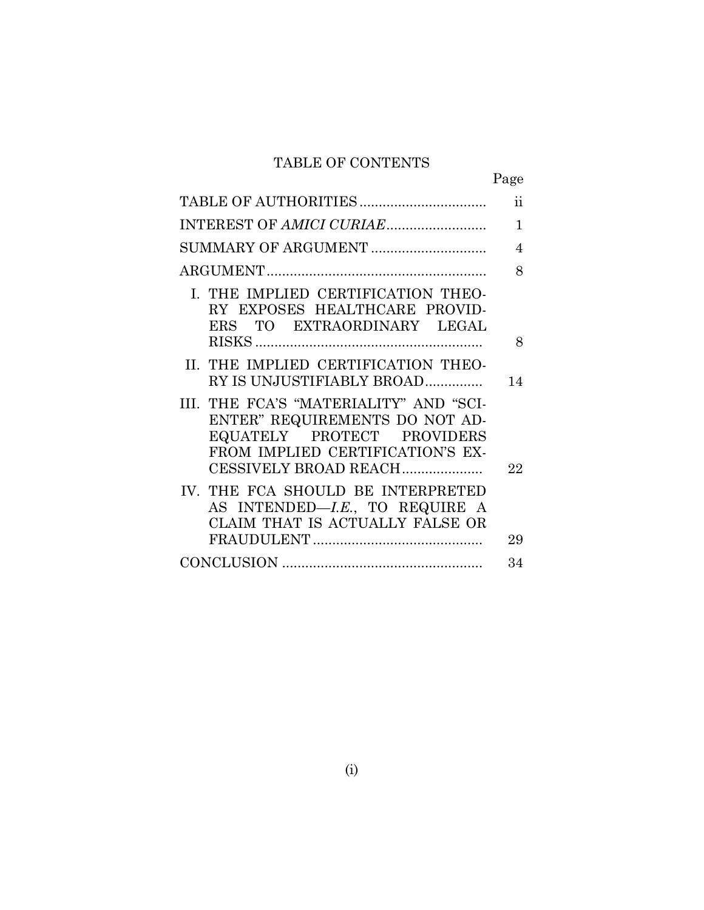# TABLE OF CONTENTS

| | Page |
|---|---|
| TABLE OF AUTHORITIES | ii |
| INTEREST OF *AMICI CURIAE* | 1 |
| SUMMARY OF ARGUMENT | 4 |
| ARGUMENT | 8 |
| I. THE IMPLIED CERTIFICATION THEORY EXPOSES HEALTHCARE PROVIDERS TO EXTRAORDINARY LEGAL RISKS | 8 |
| II. THE IMPLIED CERTIFICATION THEORY IS UNJUSTIFIABLY BROAD | 14 |
| III. THE FCA'S "MATERIALITY" AND "SCIENTER" REQUIREMENTS DO NOT ADEQUATELY PROTECT PROVIDERS FROM IMPLIED CERTIFICATION'S EXCESSIVELY BROAD REACH | 22 |
| IV. THE FCA SHOULD BE INTERPRETED AS INTENDED—*I.E.*, TO REQUIRE A CLAIM THAT IS ACTUALLY FALSE OR FRAUDULENT | 29 |
| CONCLUSION | 34 |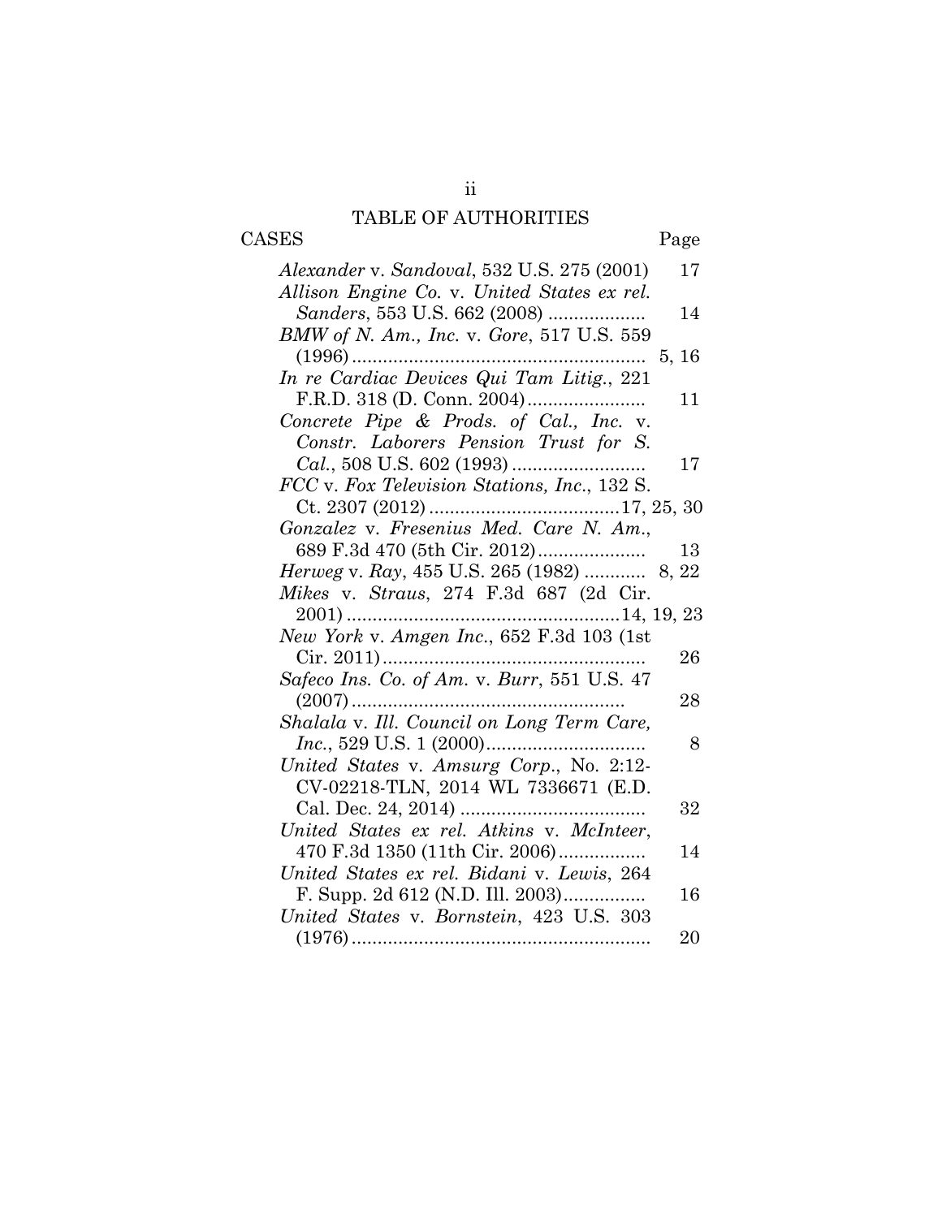# TABLE OF AUTHORITIES

| CASES | Page |
|---|---|
| *Alexander* v. *Sandoval*, 532 U.S. 275 (2001) | 17 |
| *Allison Engine Co.* v. *United States ex rel. Sanders*, 553 U.S. 662 (2008) | 14 |
| *BMW of N. Am., Inc.* v. *Gore*, 517 U.S. 559 (1996) | 5, 16 |
| *In re Cardiac Devices Qui Tam Litig.*, 221 F.R.D. 318 (D. Conn. 2004) | 11 |
| *Concrete Pipe & Prods. of Cal., Inc.* v. *Constr. Laborers Pension Trust for S. Cal.*, 508 U.S. 602 (1993) | 17 |
| *FCC* v. *Fox Television Stations, Inc.*, 132 S. Ct. 2307 (2012) | 17, 25, 30 |
| *Gonzalez* v. *Fresenius Med. Care N. Am.*, 689 F.3d 470 (5th Cir. 2012) | 13 |
| *Herweg* v. *Ray*, 455 U.S. 265 (1982) | 8, 22 |
| *Mikes* v. *Straus*, 274 F.3d 687 (2d Cir. 2001) | 14, 19, 23 |
| *New York* v. *Amgen Inc.*, 652 F.3d 103 (1st Cir. 2011) | 26 |
| *Safeco Ins. Co. of Am.* v. *Burr*, 551 U.S. 47 (2007) | 28 |
| *Shalala* v. *Ill. Council on Long Term Care, Inc.*, 529 U.S. 1 (2000) | 8 |
| *United States* v. *Amsurg Corp.*, No. 2:12-CV-02218-TLN, 2014 WL 7336671 (E.D. Cal. Dec. 24, 2014) | 32 |
| *United States ex rel. Atkins* v. *McInteer*, 470 F.3d 1350 (11th Cir. 2006) | 14 |
| *United States ex rel. Bidani* v. *Lewis*, 264 F. Supp. 2d 612 (N.D. Ill. 2003) | 16 |
| *United States* v. *Bornstein*, 423 U.S. 303 (1976) | 20 |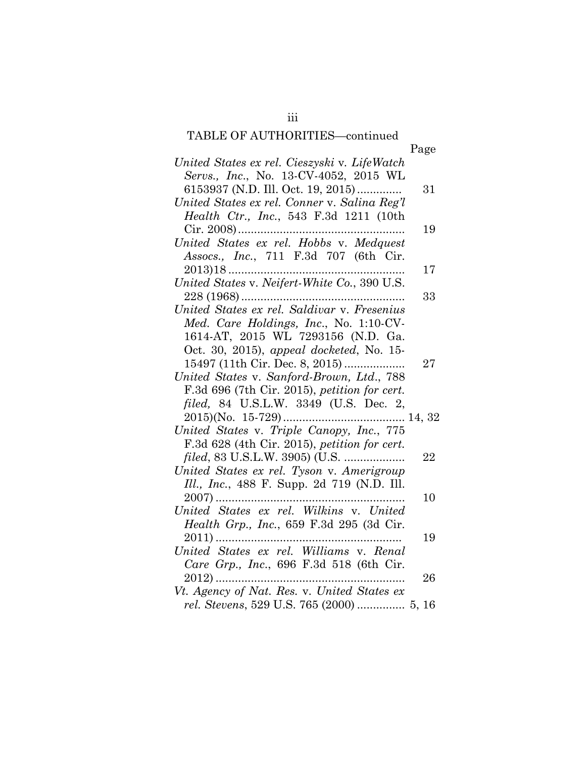TABLE OF AUTHORITIES—continued

| | Page |
|---|---|
| *United States ex rel. Cieszyski* v. *LifeWatch Servs., Inc.*, No. 13-CV-4052, 2015 WL 6153937 (N.D. Ill. Oct. 19, 2015) | 31 |
| *United States ex rel. Conner* v. *Salina Reg'l Health Ctr., Inc.*, 543 F.3d 1211 (10th Cir. 2008) | 19 |
| *United States ex rel. Hobbs* v. *Medquest Assocs., Inc.*, 711 F.3d 707 (6th Cir. 2013)18 | 17 |
| *United States* v. *Neifert-White Co.*, 390 U.S. 228 (1968) | 33 |
| *United States ex rel. Saldivar* v. *Fresenius Med. Care Holdings, Inc.*, No. 1:10-CV-1614-AT, 2015 WL 7293156 (N.D. Ga. Oct. 30, 2015), *appeal docketed*, No. 15-15497 (11th Cir. Dec. 8, 2015) | 27 |
| *United States* v. *Sanford-Brown, Ltd.*, 788 F.3d 696 (7th Cir. 2015), *petition for cert. filed,* 84 U.S.L.W. 3349 (U.S. Dec. 2, 2015)(No. 15-729) | 14, 32 |
| *United States* v. *Triple Canopy, Inc.*, 775 F.3d 628 (4th Cir. 2015), *petition for cert. filed*, 83 U.S.L.W. 3905) (U.S. | 22 |
| *United States ex rel. Tyson* v. *Amerigroup Ill., Inc.*, 488 F. Supp. 2d 719 (N.D. Ill. 2007) | 10 |
| *United States ex rel. Wilkins* v. *United Health Grp., Inc.*, 659 F.3d 295 (3d Cir. 2011) | 19 |
| *United States ex rel. Williams* v. *Renal Care Grp., Inc.*, 696 F.3d 518 (6th Cir. 2012) | 26 |
| *Vt. Agency of Nat. Res.* v. *United States ex rel. Stevens*, 529 U.S. 765 (2000) | 5, 16 |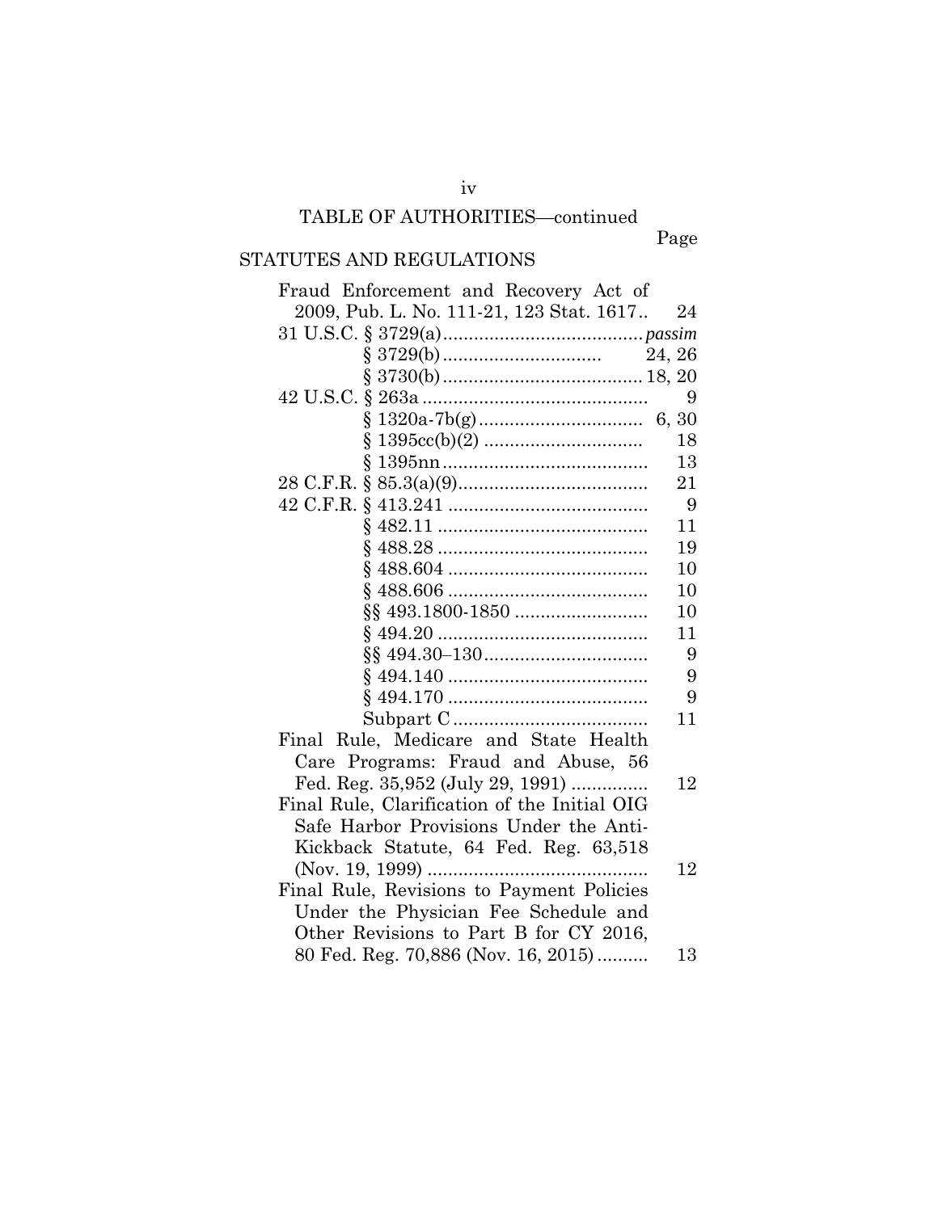TABLE OF AUTHORITIES—continued

## STATUTES AND REGULATIONS

| | Page |
|---|---|
| Fraud Enforcement and Recovery Act of 2009, Pub. L. No. 111-21, 123 Stat. 1617 | 24 |
| 31 U.S.C. § 3729(a) | *passim* |
| § 3729(b) | 24, 26 |
| § 3730(b) | 18, 20 |
| 42 U.S.C. § 263a | 9 |
| § 1320a-7b(g) | 6, 30 |
| § 1395cc(b)(2) | 18 |
| § 1395nn | 13 |
| 28 C.F.R. § 85.3(a)(9) | 21 |
| 42 C.F.R. § 413.241 | 9 |
| § 482.11 | 11 |
| § 488.28 | 19 |
| § 488.604 | 10 |
| § 488.606 | 10 |
| §§ 493.1800-1850 | 10 |
| § 494.20 | 11 |
| §§ 494.30–130 | 9 |
| § 494.140 | 9 |
| § 494.170 | 9 |
| Subpart C | 11 |
| Final Rule, Medicare and State Health Care Programs: Fraud and Abuse, 56 Fed. Reg. 35,952 (July 29, 1991) | 12 |
| Final Rule, Clarification of the Initial OIG Safe Harbor Provisions Under the Anti-Kickback Statute, 64 Fed. Reg. 63,518 (Nov. 19, 1999) | 12 |
| Final Rule, Revisions to Payment Policies Under the Physician Fee Schedule and Other Revisions to Part B for CY 2016, 80 Fed. Reg. 70,886 (Nov. 16, 2015) | 13 |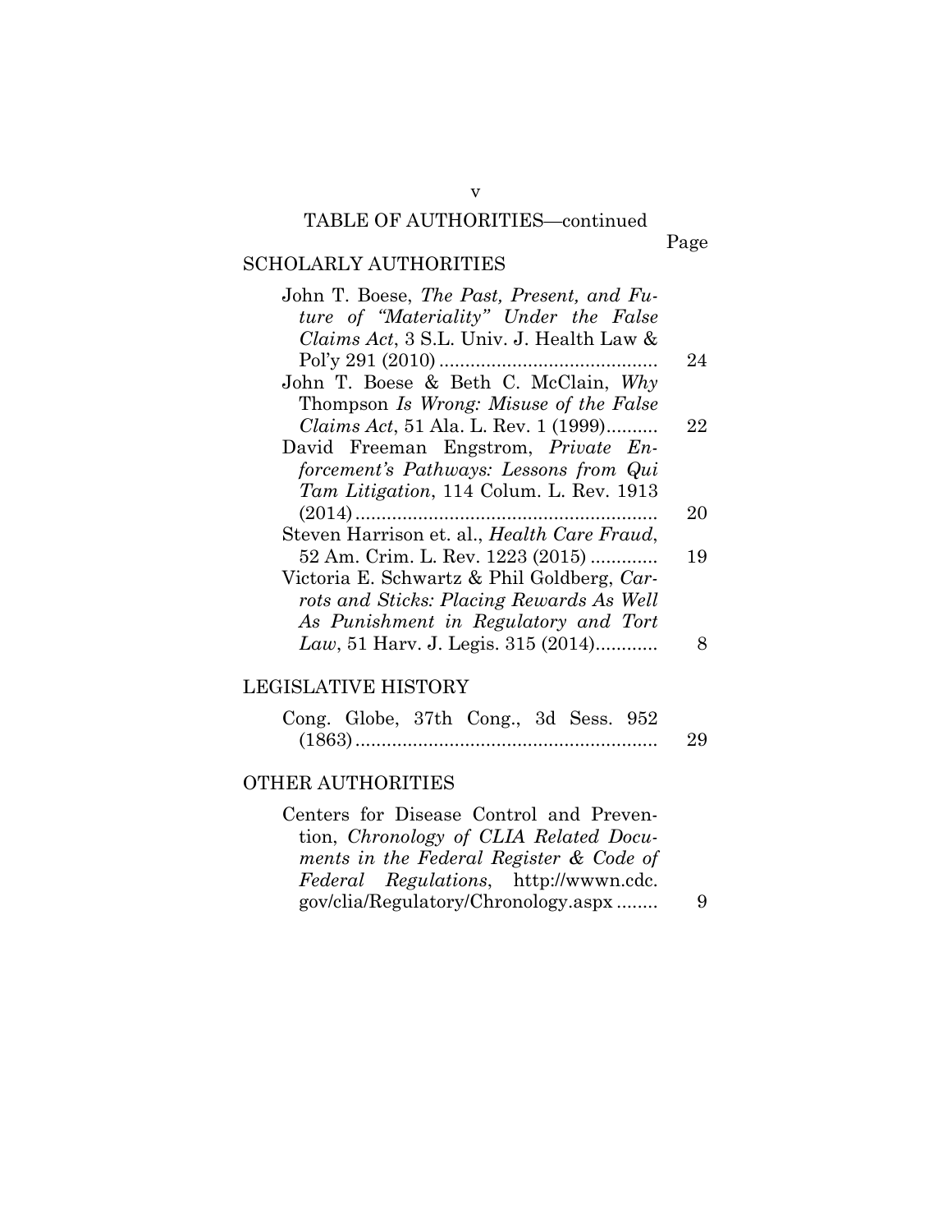TABLE OF AUTHORITIES—continued

Page

## SCHOLARLY AUTHORITIES

John T. Boese, *The Past, Present, and Future of "Materiality" Under the False Claims Act*, 3 S.L. Univ. J. Health Law & Pol'y 291 (2010) .......................................... 24

John T. Boese & Beth C. McClain, *Why* Thompson *Is Wrong: Misuse of the False Claims Act*, 51 Ala. L. Rev. 1 (1999).......... 22

David Freeman Engstrom, *Private Enforcement's Pathways: Lessons from Qui Tam Litigation*, 114 Colum. L. Rev. 1913 (2014) .......................................................... 20

Steven Harrison et. al., *Health Care Fraud*, 52 Am. Crim. L. Rev. 1223 (2015) ............. 19

Victoria E. Schwartz & Phil Goldberg, *Carrots and Sticks: Placing Rewards As Well As Punishment in Regulatory and Tort Law*, 51 Harv. J. Legis. 315 (2014)............ 8

## LEGISLATIVE HISTORY

Cong. Globe, 37th Cong., 3d Sess. 952 (1863) .......................................................... 29

## OTHER AUTHORITIES

Centers for Disease Control and Prevention, *Chronology of CLIA Related Documents in the Federal Register & Code of Federal Regulations*, http://wwwn.cdc.gov/clia/Regulatory/Chronology.aspx ........ 9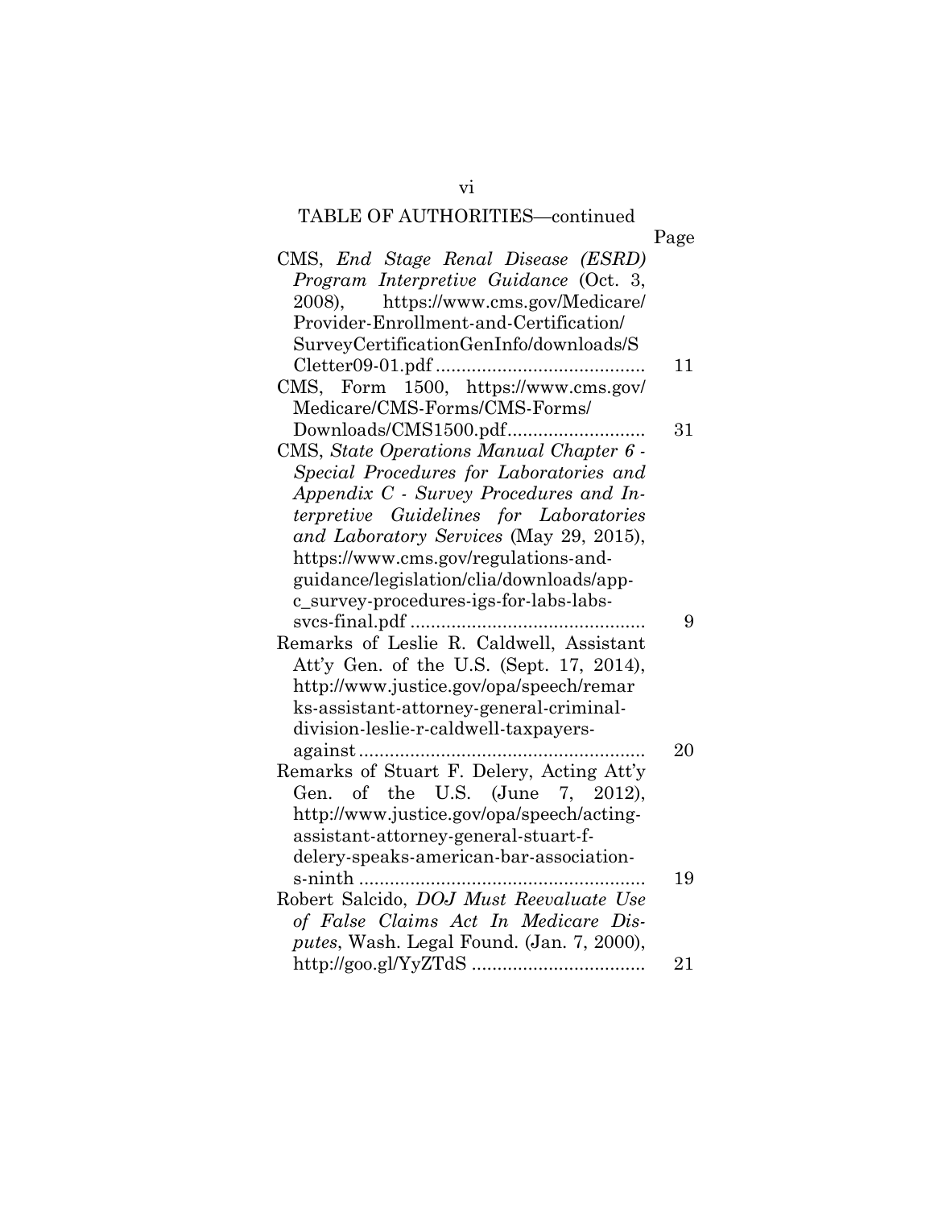TABLE OF AUTHORITIES—continued

| | Page |
|---|---|
| CMS, *End Stage Renal Disease (ESRD) Program Interpretive Guidance* (Oct. 3, 2008), https://www.cms.gov/Medicare/Provider-Enrollment-and-Certification/SurveyCertificationGenInfo/downloads/SCletter09-01.pdf | 11 |
| CMS, Form 1500, https://www.cms.gov/Medicare/CMS-Forms/CMS-Forms/Downloads/CMS1500.pdf | 31 |
| CMS, *State Operations Manual Chapter 6 - Special Procedures for Laboratories and Appendix C - Survey Procedures and Interpretive Guidelines for Laboratories and Laboratory Services* (May 29, 2015), https://www.cms.gov/regulations-and-guidance/legislation/clia/downloads/app-c_survey-procedures-igs-for-labs-labs-svcs-final.pdf | 9 |
| Remarks of Leslie R. Caldwell, Assistant Att'y Gen. of the U.S. (Sept. 17, 2014), http://www.justice.gov/opa/speech/remarks-assistant-attorney-general-criminal-division-leslie-r-caldwell-taxpayers-against | 20 |
| Remarks of Stuart F. Delery, Acting Att'y Gen. of the U.S. (June 7, 2012), http://www.justice.gov/opa/speech/acting-assistant-attorney-general-stuart-f-delery-speaks-american-bar-association-s-ninth | 19 |
| Robert Salcido, *DOJ Must Reevaluate Use of False Claims Act In Medicare Disputes*, Wash. Legal Found. (Jan. 7, 2000), http://goo.gl/YyZTdS | 21 |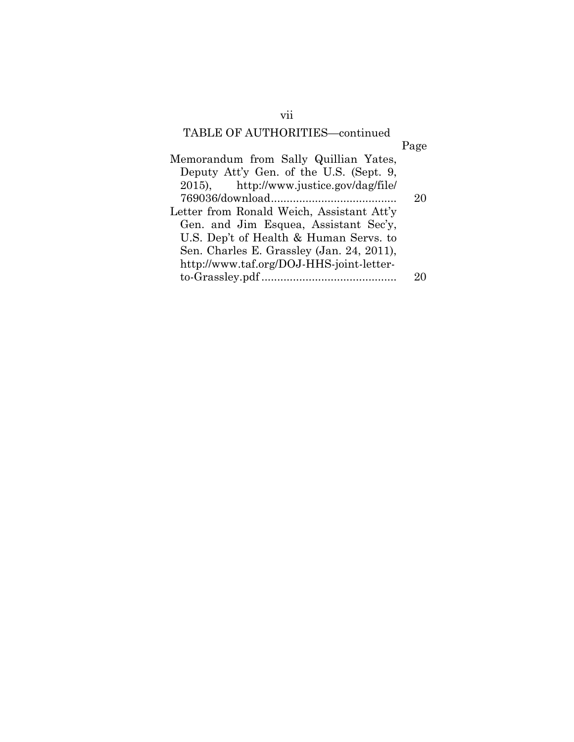TABLE OF AUTHORITIES—continued

| | Page |
|---|---|
| Memorandum from Sally Quillian Yates, Deputy Att'y Gen. of the U.S. (Sept. 9, 2015), http://www.justice.gov/dag/file/769036/download | 20 |
| Letter from Ronald Weich, Assistant Att'y Gen. and Jim Esquea, Assistant Sec'y, U.S. Dep't of Health & Human Servs. to Sen. Charles E. Grassley (Jan. 24, 2011), http://www.taf.org/DOJ-HHS-joint-letter-to-Grassley.pdf | 20 |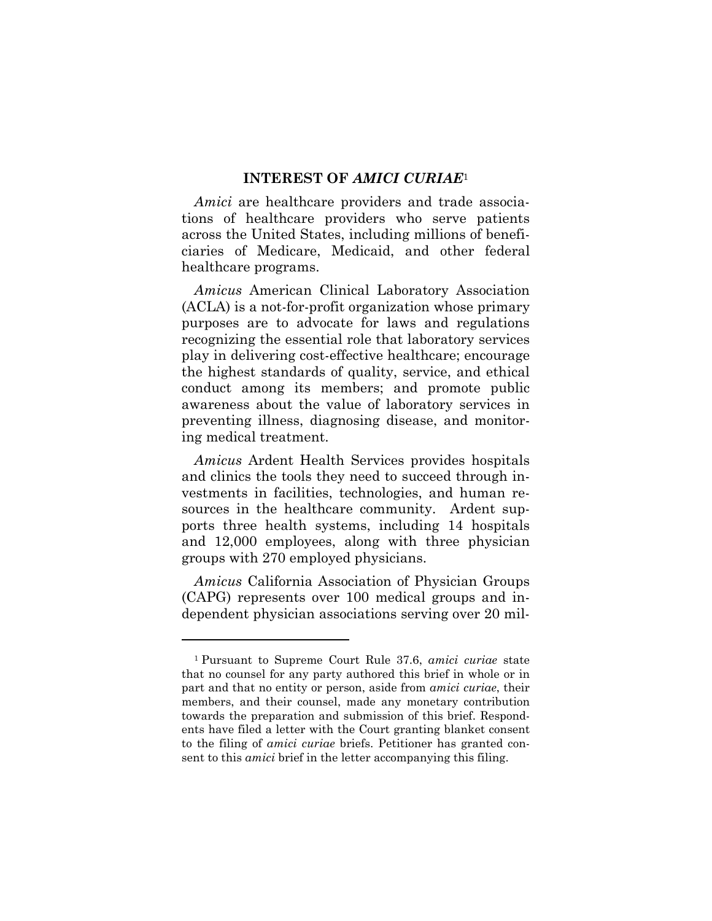## INTEREST OF *AMICI CURIAE*[1]

*Amici* are healthcare providers and trade associations of healthcare providers who serve patients across the United States, including millions of beneficiaries of Medicare, Medicaid, and other federal healthcare programs.

*Amicus* American Clinical Laboratory Association (ACLA) is a not-for-profit organization whose primary purposes are to advocate for laws and regulations recognizing the essential role that laboratory services play in delivering cost-effective healthcare; encourage the highest standards of quality, service, and ethical conduct among its members; and promote public awareness about the value of laboratory services in preventing illness, diagnosing disease, and monitoring medical treatment.

*Amicus* Ardent Health Services provides hospitals and clinics the tools they need to succeed through investments in facilities, technologies, and human resources in the healthcare community. Ardent supports three health systems, including 14 hospitals and 12,000 employees, along with three physician groups with 270 employed physicians.

*Amicus* California Association of Physician Groups (CAPG) represents over 100 medical groups and independent physician associations serving over 20 mil-

---

[1] Pursuant to Supreme Court Rule 37.6, *amici curiae* state that no counsel for any party authored this brief in whole or in part and that no entity or person, aside from *amici curiae*, their members, and their counsel, made any monetary contribution towards the preparation and submission of this brief. Respondents have filed a letter with the Court granting blanket consent to the filing of *amici curiae* briefs. Petitioner has granted consent to this *amici* brief in the letter accompanying this filing.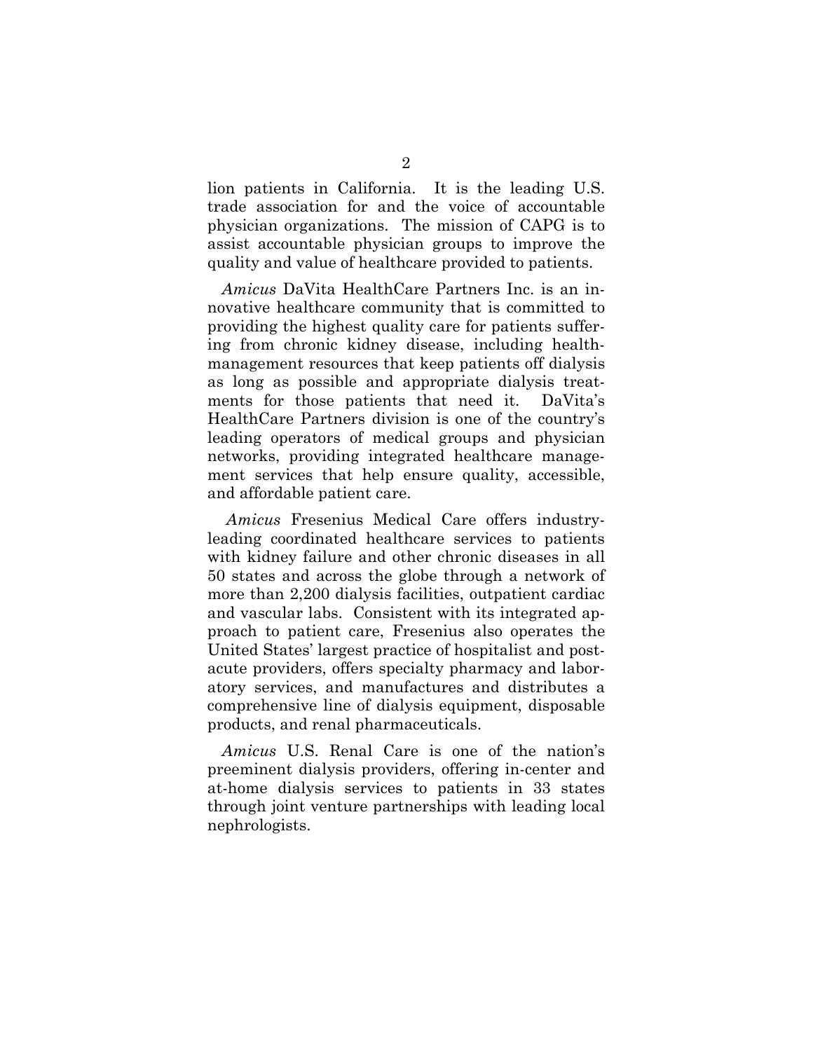lion patients in California. It is the leading U.S. trade association for and the voice of accountable physician organizations. The mission of CAPG is to assist accountable physician groups to improve the quality and value of healthcare provided to patients.

*Amicus* DaVita HealthCare Partners Inc. is an innovative healthcare community that is committed to providing the highest quality care for patients suffering from chronic kidney disease, including health-management resources that keep patients off dialysis as long as possible and appropriate dialysis treatments for those patients that need it. DaVita's HealthCare Partners division is one of the country's leading operators of medical groups and physician networks, providing integrated healthcare management services that help ensure quality, accessible, and affordable patient care.

*Amicus* Fresenius Medical Care offers industry-leading coordinated healthcare services to patients with kidney failure and other chronic diseases in all 50 states and across the globe through a network of more than 2,200 dialysis facilities, outpatient cardiac and vascular labs. Consistent with its integrated approach to patient care, Fresenius also operates the United States' largest practice of hospitalist and post-acute providers, offers specialty pharmacy and laboratory services, and manufactures and distributes a comprehensive line of dialysis equipment, disposable products, and renal pharmaceuticals.

*Amicus* U.S. Renal Care is one of the nation's preeminent dialysis providers, offering in-center and at-home dialysis services to patients in 33 states through joint venture partnerships with leading local nephrologists.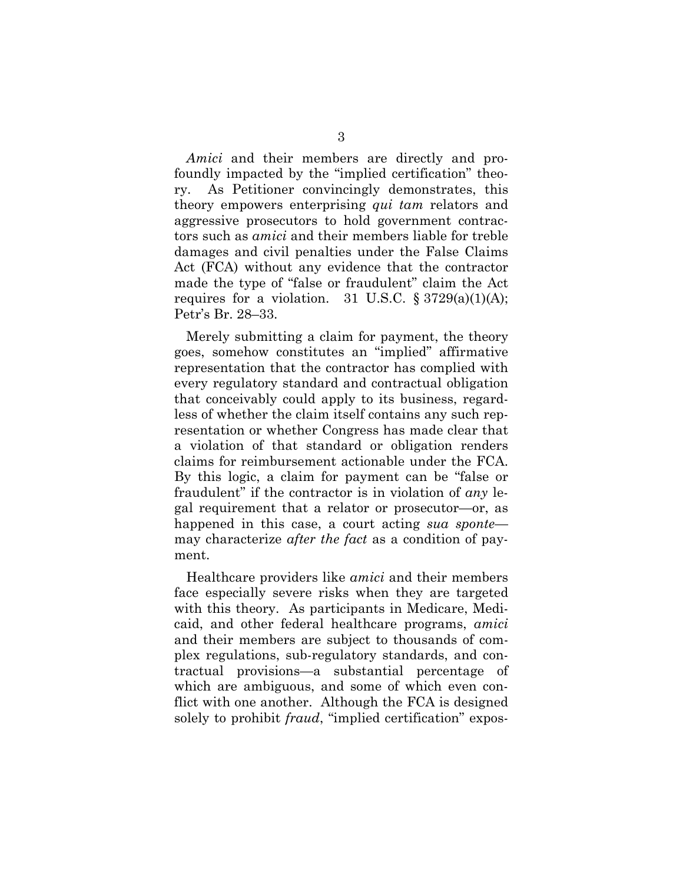*Amici* and their members are directly and profoundly impacted by the "implied certification" theory. As Petitioner convincingly demonstrates, this theory empowers enterprising *qui tam* relators and aggressive prosecutors to hold government contractors such as *amici* and their members liable for treble damages and civil penalties under the False Claims Act (FCA) without any evidence that the contractor made the type of "false or fraudulent" claim the Act requires for a violation. 31 U.S.C. § 3729(a)(1)(A); Petr's Br. 28–33.

Merely submitting a claim for payment, the theory goes, somehow constitutes an "implied" affirmative representation that the contractor has complied with every regulatory standard and contractual obligation that conceivably could apply to its business, regardless of whether the claim itself contains any such representation or whether Congress has made clear that a violation of that standard or obligation renders claims for reimbursement actionable under the FCA. By this logic, a claim for payment can be "false or fraudulent" if the contractor is in violation of *any* legal requirement that a relator or prosecutor—or, as happened in this case, a court acting *sua sponte*—may characterize *after the fact* as a condition of payment.

Healthcare providers like *amici* and their members face especially severe risks when they are targeted with this theory. As participants in Medicare, Medicaid, and other federal healthcare programs, *amici* and their members are subject to thousands of complex regulations, sub-regulatory standards, and contractual provisions—a substantial percentage of which are ambiguous, and some of which even conflict with one another. Although the FCA is designed solely to prohibit *fraud*, "implied certification" expos-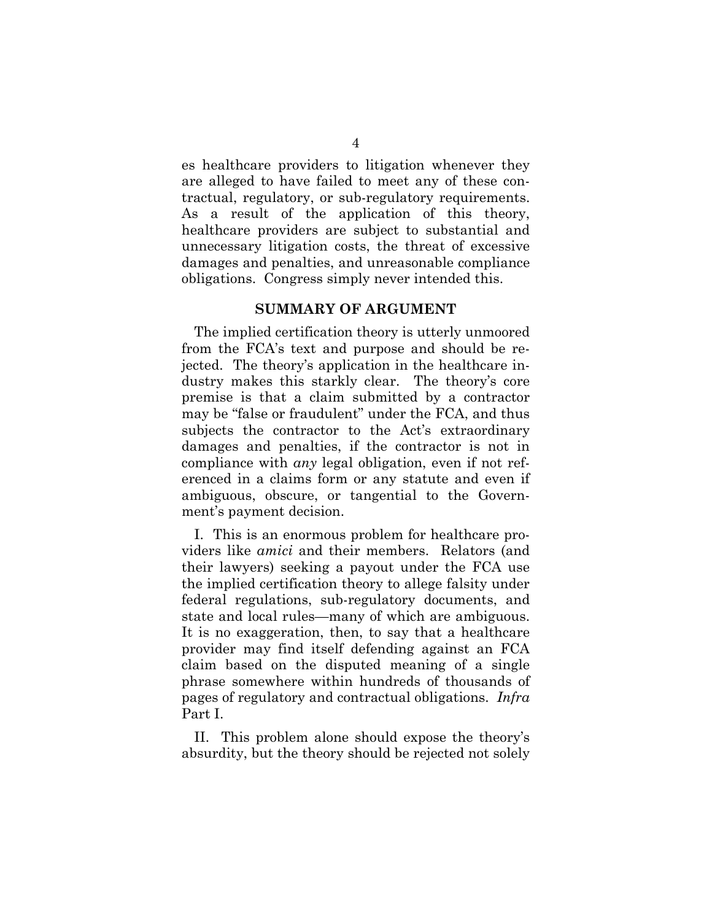es healthcare providers to litigation whenever they are alleged to have failed to meet any of these contractual, regulatory, or sub-regulatory requirements. As a result of the application of this theory, healthcare providers are subject to substantial and unnecessary litigation costs, the threat of excessive damages and penalties, and unreasonable compliance obligations. Congress simply never intended this.

## SUMMARY OF ARGUMENT

The implied certification theory is utterly unmoored from the FCA's text and purpose and should be rejected. The theory's application in the healthcare industry makes this starkly clear. The theory's core premise is that a claim submitted by a contractor may be "false or fraudulent" under the FCA, and thus subjects the contractor to the Act's extraordinary damages and penalties, if the contractor is not in compliance with *any* legal obligation, even if not referenced in a claims form or any statute and even if ambiguous, obscure, or tangential to the Government's payment decision.

I. This is an enormous problem for healthcare providers like *amici* and their members. Relators (and their lawyers) seeking a payout under the FCA use the implied certification theory to allege falsity under federal regulations, sub-regulatory documents, and state and local rules—many of which are ambiguous. It is no exaggeration, then, to say that a healthcare provider may find itself defending against an FCA claim based on the disputed meaning of a single phrase somewhere within hundreds of thousands of pages of regulatory and contractual obligations. *Infra* Part I.

II. This problem alone should expose the theory's absurdity, but the theory should be rejected not solely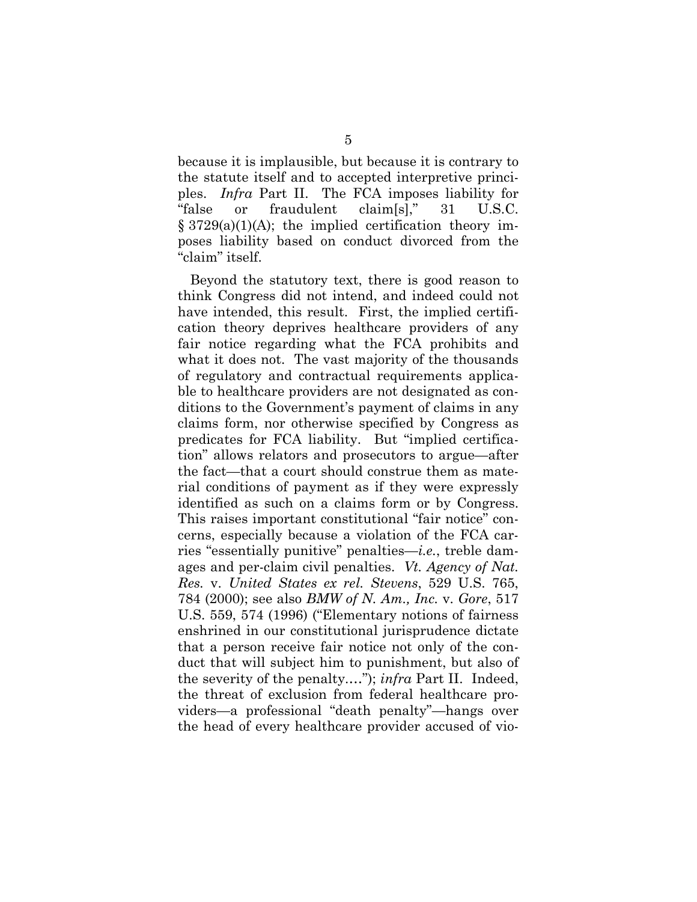because it is implausible, but because it is contrary to the statute itself and to accepted interpretive principles. *Infra* Part II. The FCA imposes liability for "false or fraudulent claim[s]," 31 U.S.C. § 3729(a)(1)(A); the implied certification theory imposes liability based on conduct divorced from the "claim" itself.

Beyond the statutory text, there is good reason to think Congress did not intend, and indeed could not have intended, this result. First, the implied certification theory deprives healthcare providers of any fair notice regarding what the FCA prohibits and what it does not. The vast majority of the thousands of regulatory and contractual requirements applicable to healthcare providers are not designated as conditions to the Government's payment of claims in any claims form, nor otherwise specified by Congress as predicates for FCA liability. But "implied certification" allows relators and prosecutors to argue—after the fact—that a court should construe them as material conditions of payment as if they were expressly identified as such on a claims form or by Congress. This raises important constitutional "fair notice" concerns, especially because a violation of the FCA carries "essentially punitive" penalties—*i.e.*, treble damages and per-claim civil penalties. *Vt. Agency of Nat. Res.* v. *United States ex rel. Stevens*, 529 U.S. 765, 784 (2000); see also *BMW of N. Am., Inc.* v. *Gore*, 517 U.S. 559, 574 (1996) ("Elementary notions of fairness enshrined in our constitutional jurisprudence dictate that a person receive fair notice not only of the conduct that will subject him to punishment, but also of the severity of the penalty…."); *infra* Part II. Indeed, the threat of exclusion from federal healthcare providers—a professional "death penalty"—hangs over the head of every healthcare provider accused of vio-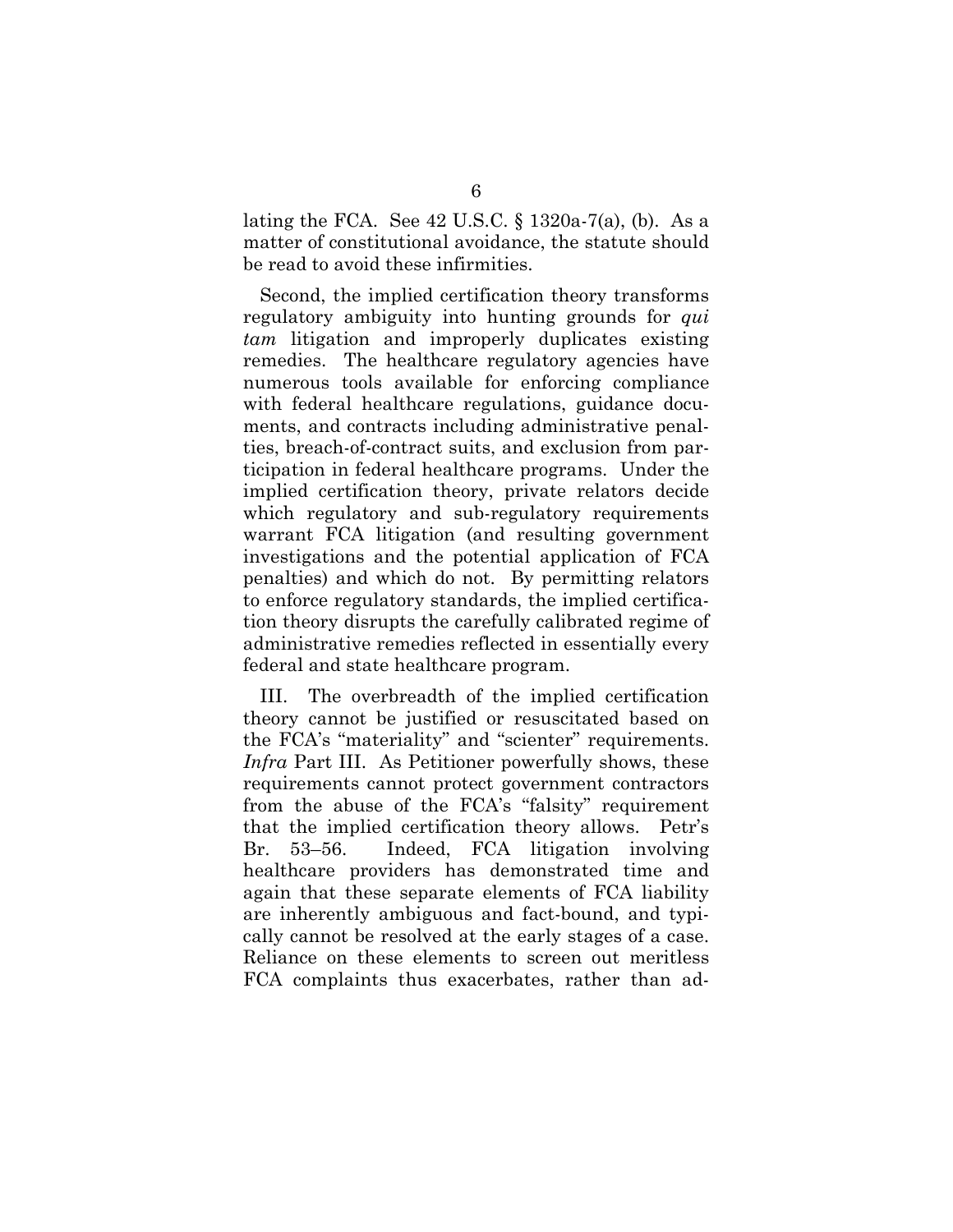lating the FCA. See 42 U.S.C. § 1320a-7(a), (b). As a matter of constitutional avoidance, the statute should be read to avoid these infirmities.

Second, the implied certification theory transforms regulatory ambiguity into hunting grounds for *qui tam* litigation and improperly duplicates existing remedies. The healthcare regulatory agencies have numerous tools available for enforcing compliance with federal healthcare regulations, guidance documents, and contracts including administrative penalties, breach-of-contract suits, and exclusion from participation in federal healthcare programs. Under the implied certification theory, private relators decide which regulatory and sub-regulatory requirements warrant FCA litigation (and resulting government investigations and the potential application of FCA penalties) and which do not. By permitting relators to enforce regulatory standards, the implied certification theory disrupts the carefully calibrated regime of administrative remedies reflected in essentially every federal and state healthcare program.

III. The overbreadth of the implied certification theory cannot be justified or resuscitated based on the FCA's "materiality" and "scienter" requirements. *Infra* Part III. As Petitioner powerfully shows, these requirements cannot protect government contractors from the abuse of the FCA's "falsity" requirement that the implied certification theory allows. Petr's Br. 53–56. Indeed, FCA litigation involving healthcare providers has demonstrated time and again that these separate elements of FCA liability are inherently ambiguous and fact-bound, and typically cannot be resolved at the early stages of a case. Reliance on these elements to screen out meritless FCA complaints thus exacerbates, rather than ad-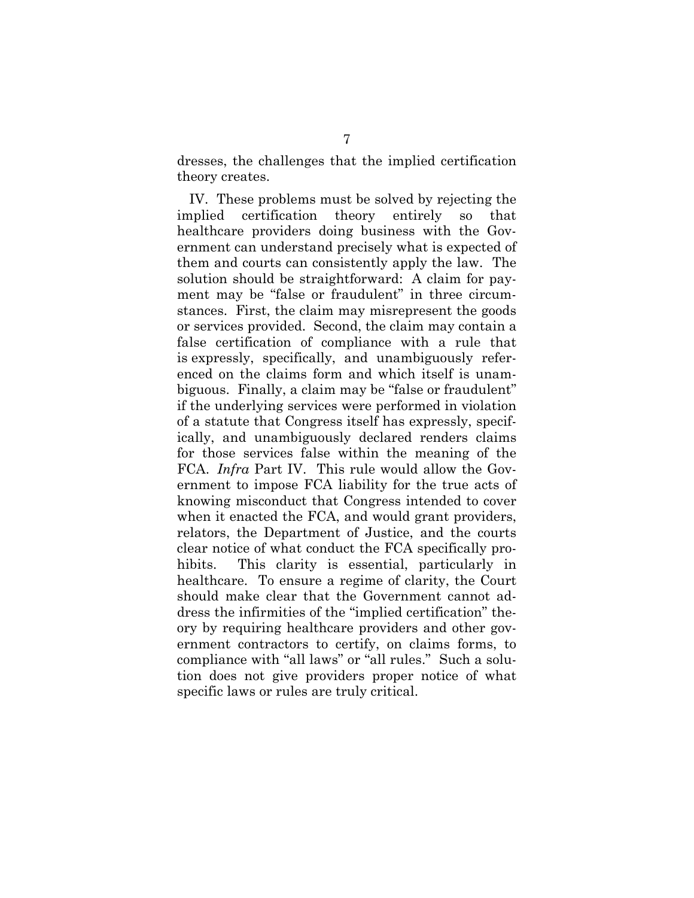dresses, the challenges that the implied certification theory creates.

IV. These problems must be solved by rejecting the implied certification theory entirely so that healthcare providers doing business with the Government can understand precisely what is expected of them and courts can consistently apply the law. The solution should be straightforward: A claim for payment may be "false or fraudulent" in three circumstances. First, the claim may misrepresent the goods or services provided. Second, the claim may contain a false certification of compliance with a rule that is expressly, specifically, and unambiguously referenced on the claims form and which itself is unambiguous. Finally, a claim may be "false or fraudulent" if the underlying services were performed in violation of a statute that Congress itself has expressly, specifically, and unambiguously declared renders claims for those services false within the meaning of the FCA. *Infra* Part IV. This rule would allow the Government to impose FCA liability for the true acts of knowing misconduct that Congress intended to cover when it enacted the FCA, and would grant providers, relators, the Department of Justice, and the courts clear notice of what conduct the FCA specifically prohibits. This clarity is essential, particularly in healthcare. To ensure a regime of clarity, the Court should make clear that the Government cannot address the infirmities of the "implied certification" theory by requiring healthcare providers and other government contractors to certify, on claims forms, to compliance with "all laws" or "all rules." Such a solution does not give providers proper notice of what specific laws or rules are truly critical.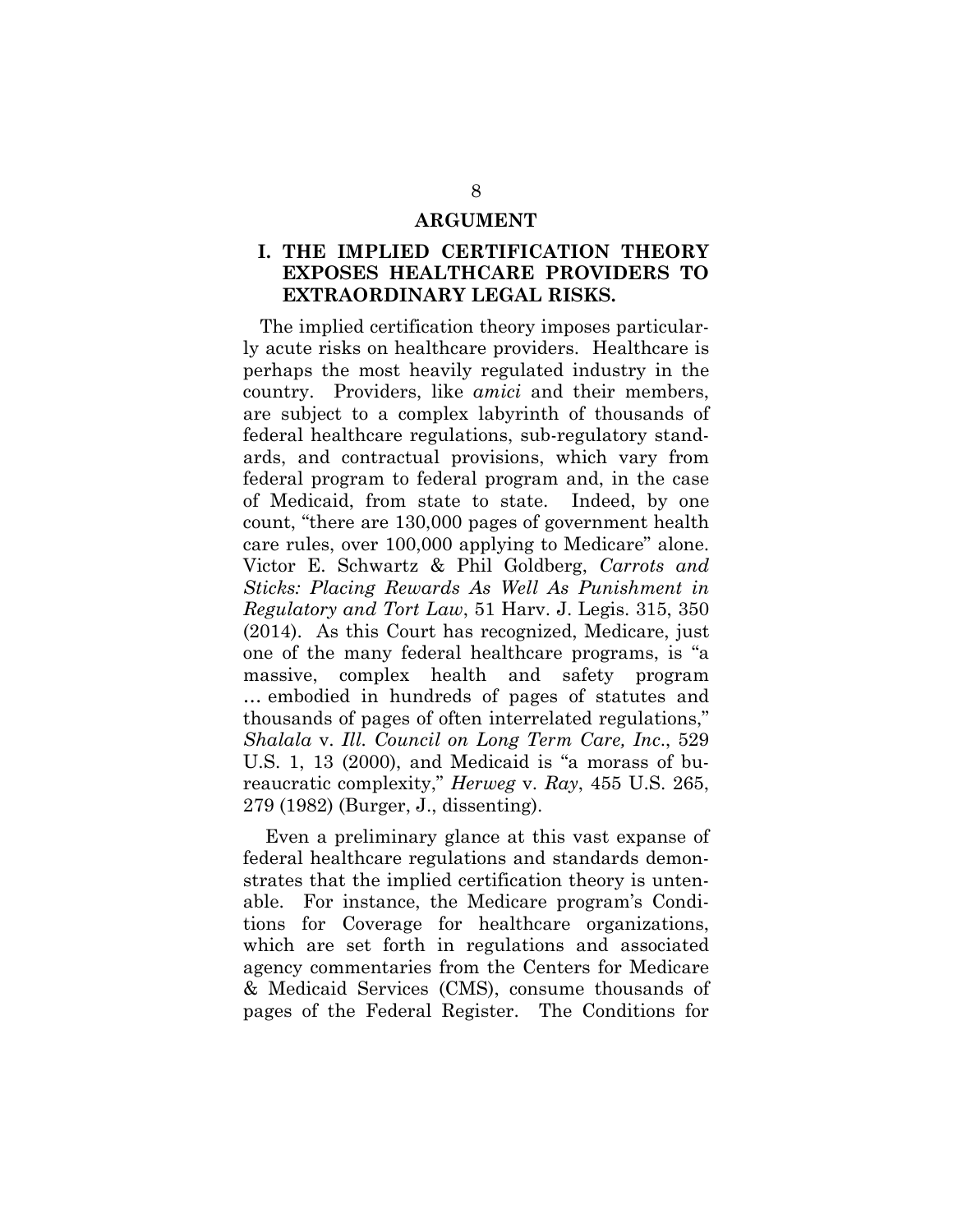## ARGUMENT

### I. THE IMPLIED CERTIFICATION THEORY EXPOSES HEALTHCARE PROVIDERS TO EXTRAORDINARY LEGAL RISKS.

The implied certification theory imposes particularly acute risks on healthcare providers. Healthcare is perhaps the most heavily regulated industry in the country. Providers, like *amici* and their members, are subject to a complex labyrinth of thousands of federal healthcare regulations, sub-regulatory standards, and contractual provisions, which vary from federal program to federal program and, in the case of Medicaid, from state to state. Indeed, by one count, "there are 130,000 pages of government health care rules, over 100,000 applying to Medicare" alone. Victor E. Schwartz & Phil Goldberg, *Carrots and Sticks: Placing Rewards As Well As Punishment in Regulatory and Tort Law*, 51 Harv. J. Legis. 315, 350 (2014). As this Court has recognized, Medicare, just one of the many federal healthcare programs, is "a massive, complex health and safety program … embodied in hundreds of pages of statutes and thousands of pages of often interrelated regulations," *Shalala* v. *Ill. Council on Long Term Care, Inc.*, 529 U.S. 1, 13 (2000), and Medicaid is "a morass of bureaucratic complexity," *Herweg* v. *Ray*, 455 U.S. 265, 279 (1982) (Burger, J., dissenting).

Even a preliminary glance at this vast expanse of federal healthcare regulations and standards demonstrates that the implied certification theory is untenable. For instance, the Medicare program's Conditions for Coverage for healthcare organizations, which are set forth in regulations and associated agency commentaries from the Centers for Medicare & Medicaid Services (CMS), consume thousands of pages of the Federal Register. The Conditions for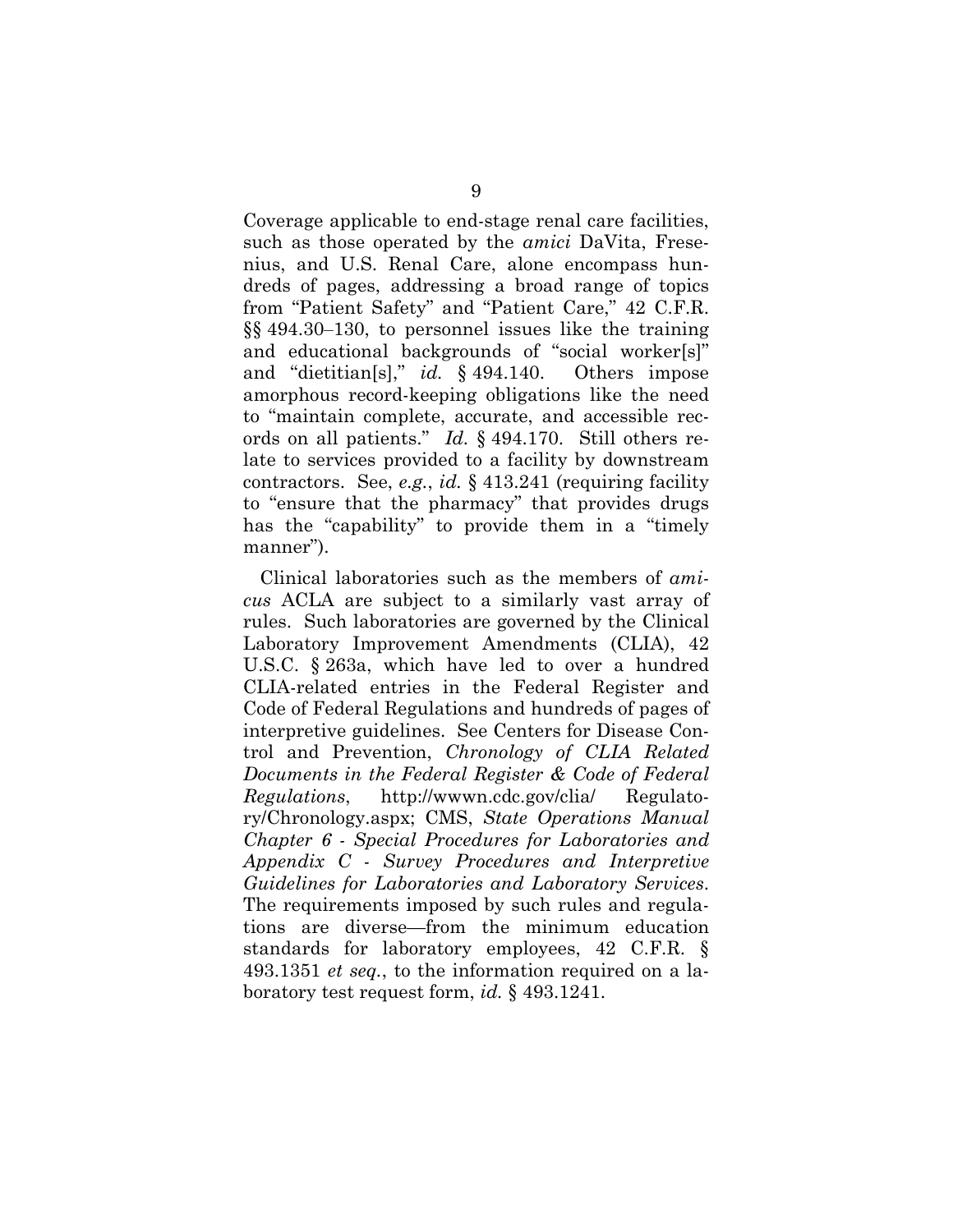Coverage applicable to end-stage renal care facilities, such as those operated by the *amici* DaVita, Fresenius, and U.S. Renal Care, alone encompass hundreds of pages, addressing a broad range of topics from "Patient Safety" and "Patient Care," 42 C.F.R. §§ 494.30–130, to personnel issues like the training and educational backgrounds of "social worker[s]" and "dietitian[s]," *id.* § 494.140. Others impose amorphous record-keeping obligations like the need to "maintain complete, accurate, and accessible records on all patients." *Id.* § 494.170. Still others relate to services provided to a facility by downstream contractors. See, *e.g.*, *id.* § 413.241 (requiring facility to "ensure that the pharmacy" that provides drugs has the "capability" to provide them in a "timely manner").

Clinical laboratories such as the members of *amicus* ACLA are subject to a similarly vast array of rules. Such laboratories are governed by the Clinical Laboratory Improvement Amendments (CLIA), 42 U.S.C. § 263a, which have led to over a hundred CLIA-related entries in the Federal Register and Code of Federal Regulations and hundreds of pages of interpretive guidelines. See Centers for Disease Control and Prevention, *Chronology of CLIA Related Documents in the Federal Register & Code of Federal Regulations*, http://wwwn.cdc.gov/clia/ Regulatory/Chronology.aspx; CMS, *State Operations Manual Chapter 6 - Special Procedures for Laboratories and Appendix C - Survey Procedures and Interpretive Guidelines for Laboratories and Laboratory Services*. The requirements imposed by such rules and regulations are diverse—from the minimum education standards for laboratory employees, 42 C.F.R. § 493.1351 *et seq.*, to the information required on a laboratory test request form, *id.* § 493.1241.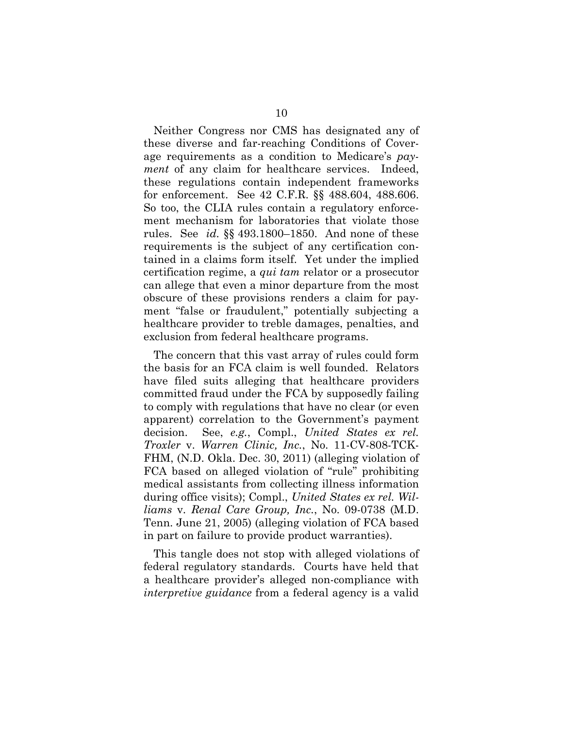Neither Congress nor CMS has designated any of these diverse and far-reaching Conditions of Coverage requirements as a condition to Medicare's *payment* of any claim for healthcare services. Indeed, these regulations contain independent frameworks for enforcement. See 42 C.F.R. §§ 488.604, 488.606. So too, the CLIA rules contain a regulatory enforcement mechanism for laboratories that violate those rules. See *id.* §§ 493.1800–1850. And none of these requirements is the subject of any certification contained in a claims form itself. Yet under the implied certification regime, a *qui tam* relator or a prosecutor can allege that even a minor departure from the most obscure of these provisions renders a claim for payment "false or fraudulent," potentially subjecting a healthcare provider to treble damages, penalties, and exclusion from federal healthcare programs.

The concern that this vast array of rules could form the basis for an FCA claim is well founded. Relators have filed suits alleging that healthcare providers committed fraud under the FCA by supposedly failing to comply with regulations that have no clear (or even apparent) correlation to the Government's payment decision. See, *e.g.*, Compl., *United States ex rel. Troxler* v. *Warren Clinic, Inc.*, No. 11-CV-808-TCK-FHM, (N.D. Okla. Dec. 30, 2011) (alleging violation of FCA based on alleged violation of "rule" prohibiting medical assistants from collecting illness information during office visits); Compl., *United States ex rel. Williams* v. *Renal Care Group, Inc.*, No. 09-0738 (M.D. Tenn. June 21, 2005) (alleging violation of FCA based in part on failure to provide product warranties).

This tangle does not stop with alleged violations of federal regulatory standards. Courts have held that a healthcare provider's alleged non-compliance with *interpretive guidance* from a federal agency is a valid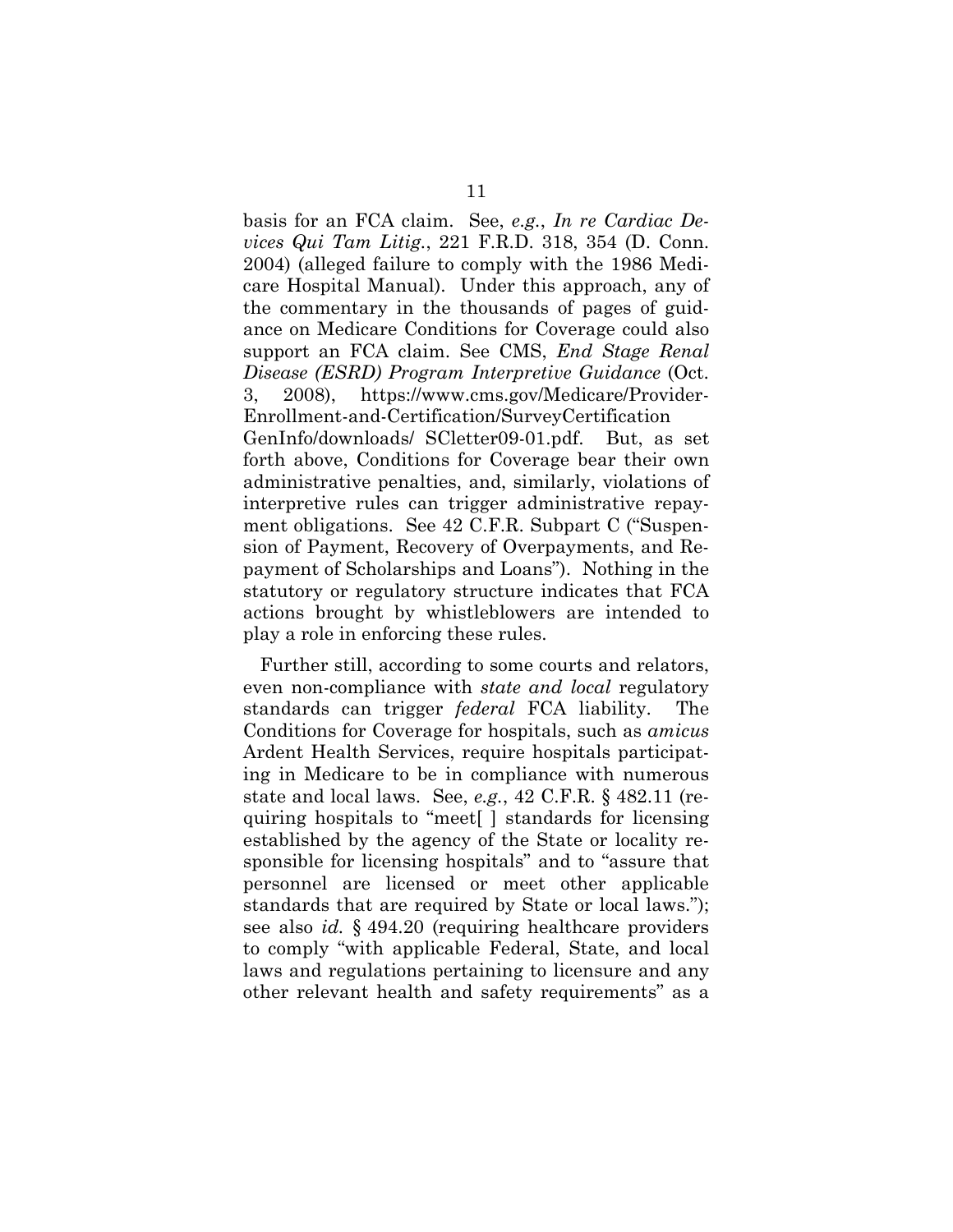basis for an FCA claim. See, *e.g.*, *In re Cardiac Devices Qui Tam Litig.*, 221 F.R.D. 318, 354 (D. Conn. 2004) (alleged failure to comply with the 1986 Medicare Hospital Manual). Under this approach, any of the commentary in the thousands of pages of guidance on Medicare Conditions for Coverage could also support an FCA claim. See CMS, *End Stage Renal Disease (ESRD) Program Interpretive Guidance* (Oct. 3, 2008), https://www.cms.gov/Medicare/Provider-Enrollment-and-Certification/SurveyCertification GenInfo/downloads/ SCletter09-01.pdf. But, as set forth above, Conditions for Coverage bear their own administrative penalties, and, similarly, violations of interpretive rules can trigger administrative repayment obligations. See 42 C.F.R. Subpart C ("Suspension of Payment, Recovery of Overpayments, and Repayment of Scholarships and Loans"). Nothing in the statutory or regulatory structure indicates that FCA actions brought by whistleblowers are intended to play a role in enforcing these rules.

Further still, according to some courts and relators, even non-compliance with *state and local* regulatory standards can trigger *federal* FCA liability. The Conditions for Coverage for hospitals, such as *amicus* Ardent Health Services, require hospitals participating in Medicare to be in compliance with numerous state and local laws. See, *e.g.*, 42 C.F.R. § 482.11 (requiring hospitals to "meet[ ] standards for licensing established by the agency of the State or locality responsible for licensing hospitals" and to "assure that personnel are licensed or meet other applicable standards that are required by State or local laws."); see also *id.* § 494.20 (requiring healthcare providers to comply "with applicable Federal, State, and local laws and regulations pertaining to licensure and any other relevant health and safety requirements" as a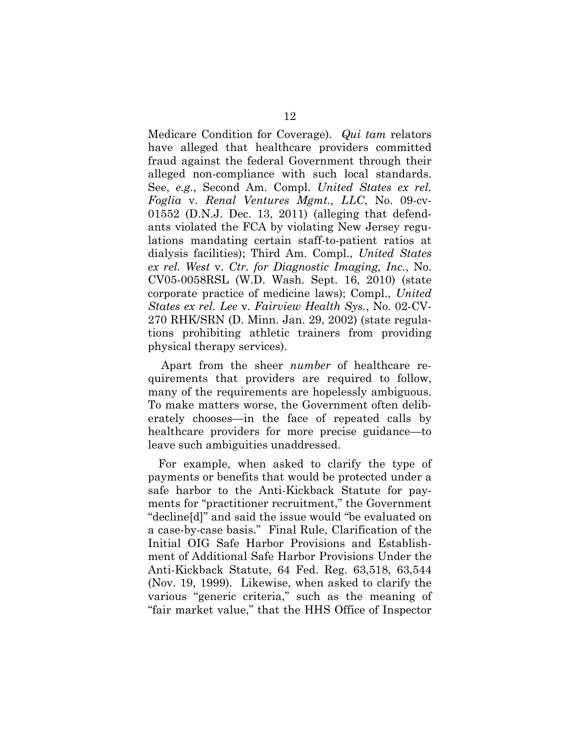Medicare Condition for Coverage). *Qui tam* relators have alleged that healthcare providers committed fraud against the federal Government through their alleged non-compliance with such local standards. See, *e.g.*, Second Am. Compl. *United States ex rel. Foglia* v. *Renal Ventures Mgmt., LLC*, No. 09-cv-01552 (D.N.J. Dec. 13, 2011) (alleging that defendants violated the FCA by violating New Jersey regulations mandating certain staff-to-patient ratios at dialysis facilities); Third Am. Compl., *United States ex rel. West* v. *Ctr. for Diagnostic Imaging, Inc.*, No. CV05-0058RSL (W.D. Wash. Sept. 16, 2010) (state corporate practice of medicine laws); Compl., *United States ex rel. Lee* v. *Fairview Health Sys.*, No. 02-CV-270 RHK/SRN (D. Minn. Jan. 29, 2002) (state regulations prohibiting athletic trainers from providing physical therapy services).

Apart from the sheer *number* of healthcare requirements that providers are required to follow, many of the requirements are hopelessly ambiguous. To make matters worse, the Government often deliberately chooses—in the face of repeated calls by healthcare providers for more precise guidance—to leave such ambiguities unaddressed.

For example, when asked to clarify the type of payments or benefits that would be protected under a safe harbor to the Anti-Kickback Statute for payments for "practitioner recruitment," the Government "decline[d]" and said the issue would "be evaluated on a case-by-case basis." Final Rule, Clarification of the Initial OIG Safe Harbor Provisions and Establishment of Additional Safe Harbor Provisions Under the Anti-Kickback Statute, 64 Fed. Reg. 63,518, 63,544 (Nov. 19, 1999). Likewise, when asked to clarify the various "generic criteria," such as the meaning of "fair market value," that the HHS Office of Inspector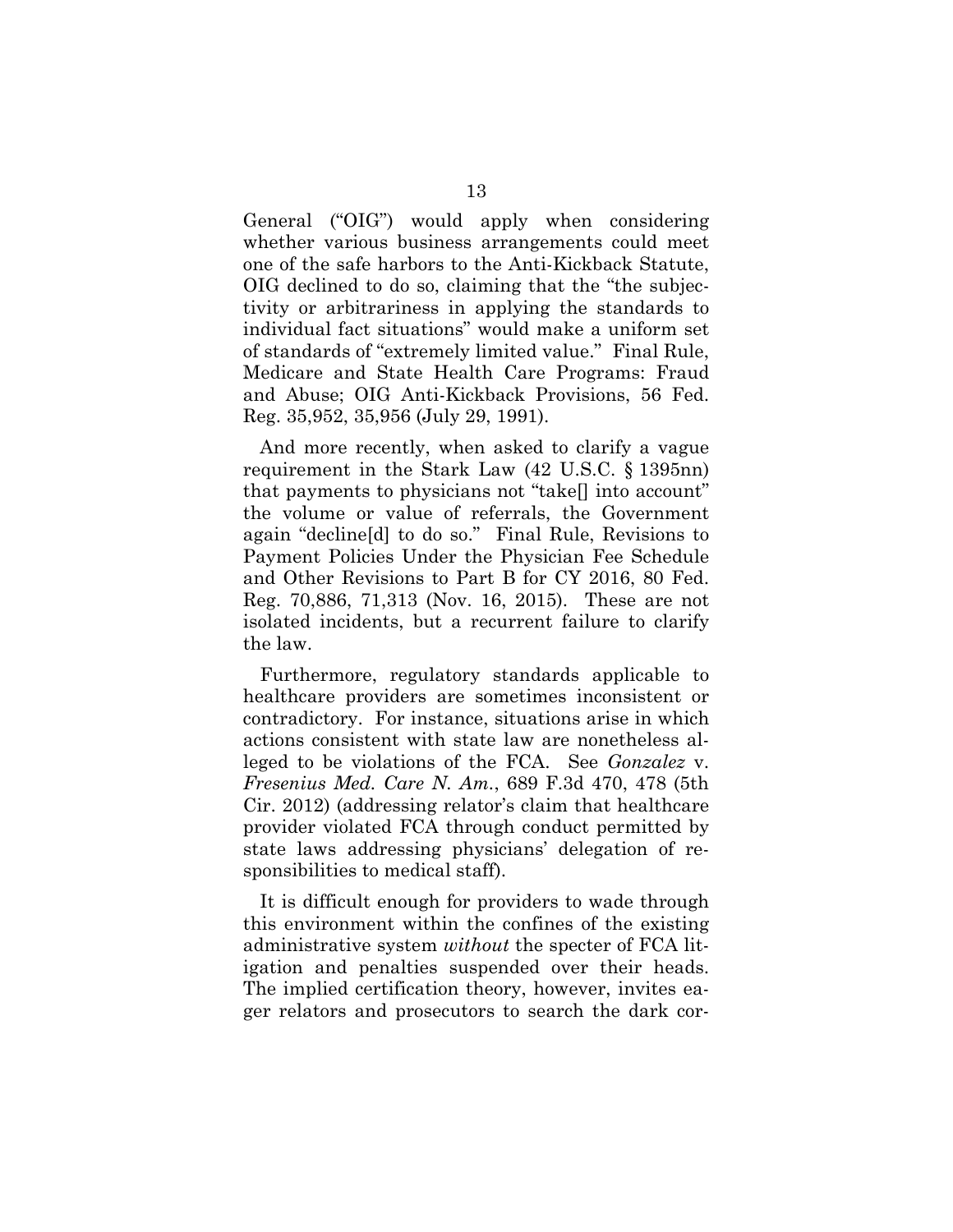General ("OIG") would apply when considering whether various business arrangements could meet one of the safe harbors to the Anti-Kickback Statute, OIG declined to do so, claiming that the "the subjectivity or arbitrariness in applying the standards to individual fact situations" would make a uniform set of standards of "extremely limited value." Final Rule, Medicare and State Health Care Programs: Fraud and Abuse; OIG Anti-Kickback Provisions, 56 Fed. Reg. 35,952, 35,956 (July 29, 1991).

And more recently, when asked to clarify a vague requirement in the Stark Law (42 U.S.C. § 1395nn) that payments to physicians not "take[] into account" the volume or value of referrals, the Government again "decline[d] to do so." Final Rule, Revisions to Payment Policies Under the Physician Fee Schedule and Other Revisions to Part B for CY 2016, 80 Fed. Reg. 70,886, 71,313 (Nov. 16, 2015). These are not isolated incidents, but a recurrent failure to clarify the law.

Furthermore, regulatory standards applicable to healthcare providers are sometimes inconsistent or contradictory. For instance, situations arise in which actions consistent with state law are nonetheless alleged to be violations of the FCA. See *Gonzalez* v. *Fresenius Med. Care N. Am.*, 689 F.3d 470, 478 (5th Cir. 2012) (addressing relator's claim that healthcare provider violated FCA through conduct permitted by state laws addressing physicians' delegation of responsibilities to medical staff).

It is difficult enough for providers to wade through this environment within the confines of the existing administrative system *without* the specter of FCA litigation and penalties suspended over their heads. The implied certification theory, however, invites eager relators and prosecutors to search the dark cor-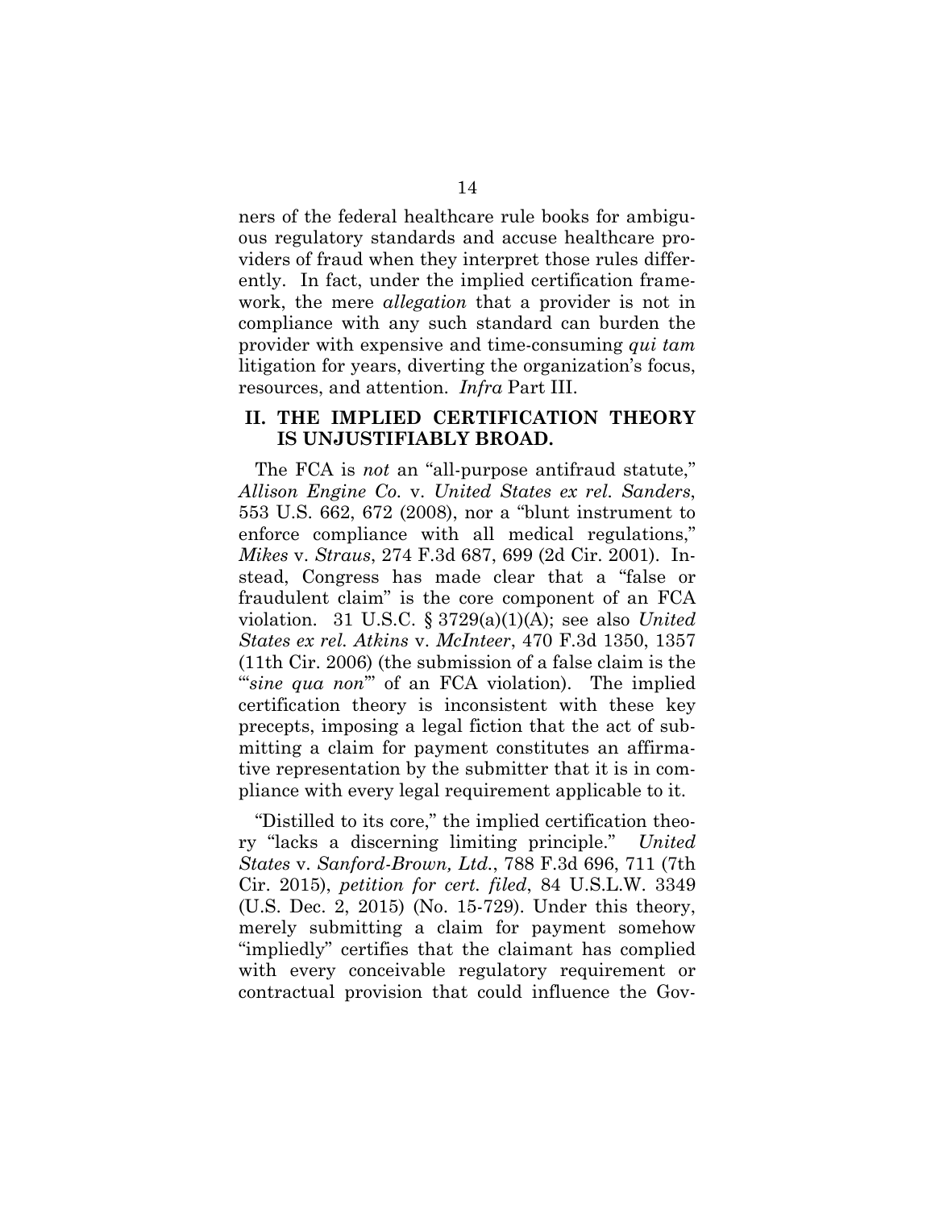ners of the federal healthcare rule books for ambiguous regulatory standards and accuse healthcare providers of fraud when they interpret those rules differently. In fact, under the implied certification framework, the mere *allegation* that a provider is not in compliance with any such standard can burden the provider with expensive and time-consuming *qui tam* litigation for years, diverting the organization's focus, resources, and attention. *Infra* Part III.

## II. THE IMPLIED CERTIFICATION THEORY IS UNJUSTIFIABLY BROAD.

The FCA is *not* an "all-purpose antifraud statute," *Allison Engine Co.* v. *United States ex rel. Sanders*, 553 U.S. 662, 672 (2008), nor a "blunt instrument to enforce compliance with all medical regulations," *Mikes* v. *Straus*, 274 F.3d 687, 699 (2d Cir. 2001). Instead, Congress has made clear that a "false or fraudulent claim" is the core component of an FCA violation. 31 U.S.C. § 3729(a)(1)(A); see also *United States ex rel. Atkins* v. *McInteer*, 470 F.3d 1350, 1357 (11th Cir. 2006) (the submission of a false claim is the "'*sine qua non*'" of an FCA violation). The implied certification theory is inconsistent with these key precepts, imposing a legal fiction that the act of submitting a claim for payment constitutes an affirmative representation by the submitter that it is in compliance with every legal requirement applicable to it.

"Distilled to its core," the implied certification theory "lacks a discerning limiting principle." *United States* v. *Sanford-Brown, Ltd.*, 788 F.3d 696, 711 (7th Cir. 2015), *petition for cert. filed*, 84 U.S.L.W. 3349 (U.S. Dec. 2, 2015) (No. 15-729). Under this theory, merely submitting a claim for payment somehow "impliedly" certifies that the claimant has complied with every conceivable regulatory requirement or contractual provision that could influence the Gov-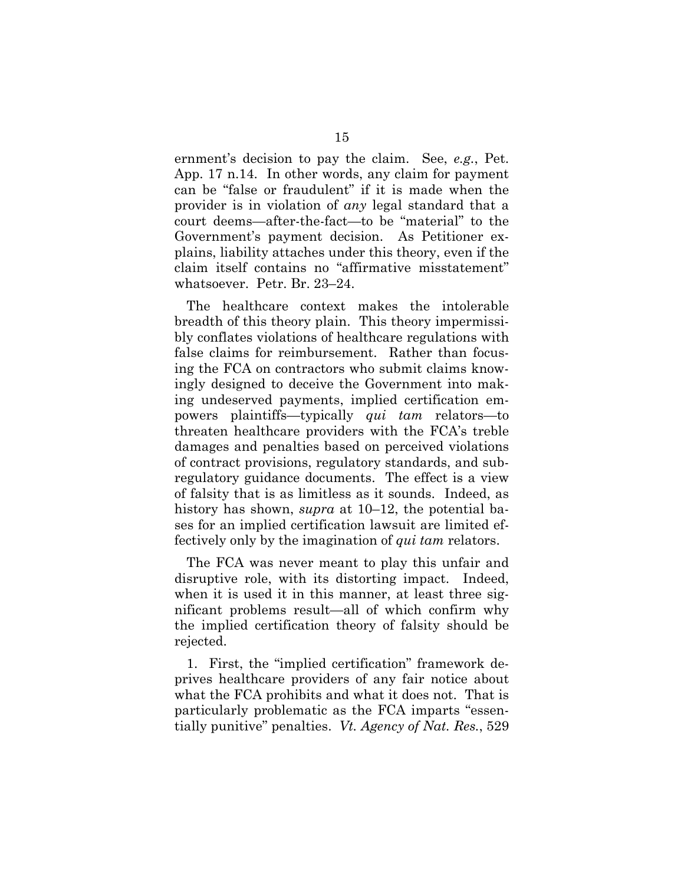ernment's decision to pay the claim. See, *e.g.*, Pet. App. 17 n.14. In other words, any claim for payment can be "false or fraudulent" if it is made when the provider is in violation of *any* legal standard that a court deems—after-the-fact—to be "material" to the Government's payment decision. As Petitioner explains, liability attaches under this theory, even if the claim itself contains no "affirmative misstatement" whatsoever. Petr. Br. 23–24.

The healthcare context makes the intolerable breadth of this theory plain. This theory impermissibly conflates violations of healthcare regulations with false claims for reimbursement. Rather than focusing the FCA on contractors who submit claims knowingly designed to deceive the Government into making undeserved payments, implied certification empowers plaintiffs—typically *qui tam* relators—to threaten healthcare providers with the FCA's treble damages and penalties based on perceived violations of contract provisions, regulatory standards, and subregulatory guidance documents. The effect is a view of falsity that is as limitless as it sounds. Indeed, as history has shown, *supra* at 10–12, the potential bases for an implied certification lawsuit are limited effectively only by the imagination of *qui tam* relators.

The FCA was never meant to play this unfair and disruptive role, with its distorting impact. Indeed, when it is used it in this manner, at least three significant problems result—all of which confirm why the implied certification theory of falsity should be rejected.

1. First, the "implied certification" framework deprives healthcare providers of any fair notice about what the FCA prohibits and what it does not. That is particularly problematic as the FCA imparts "essentially punitive" penalties. *Vt. Agency of Nat. Res.*, 529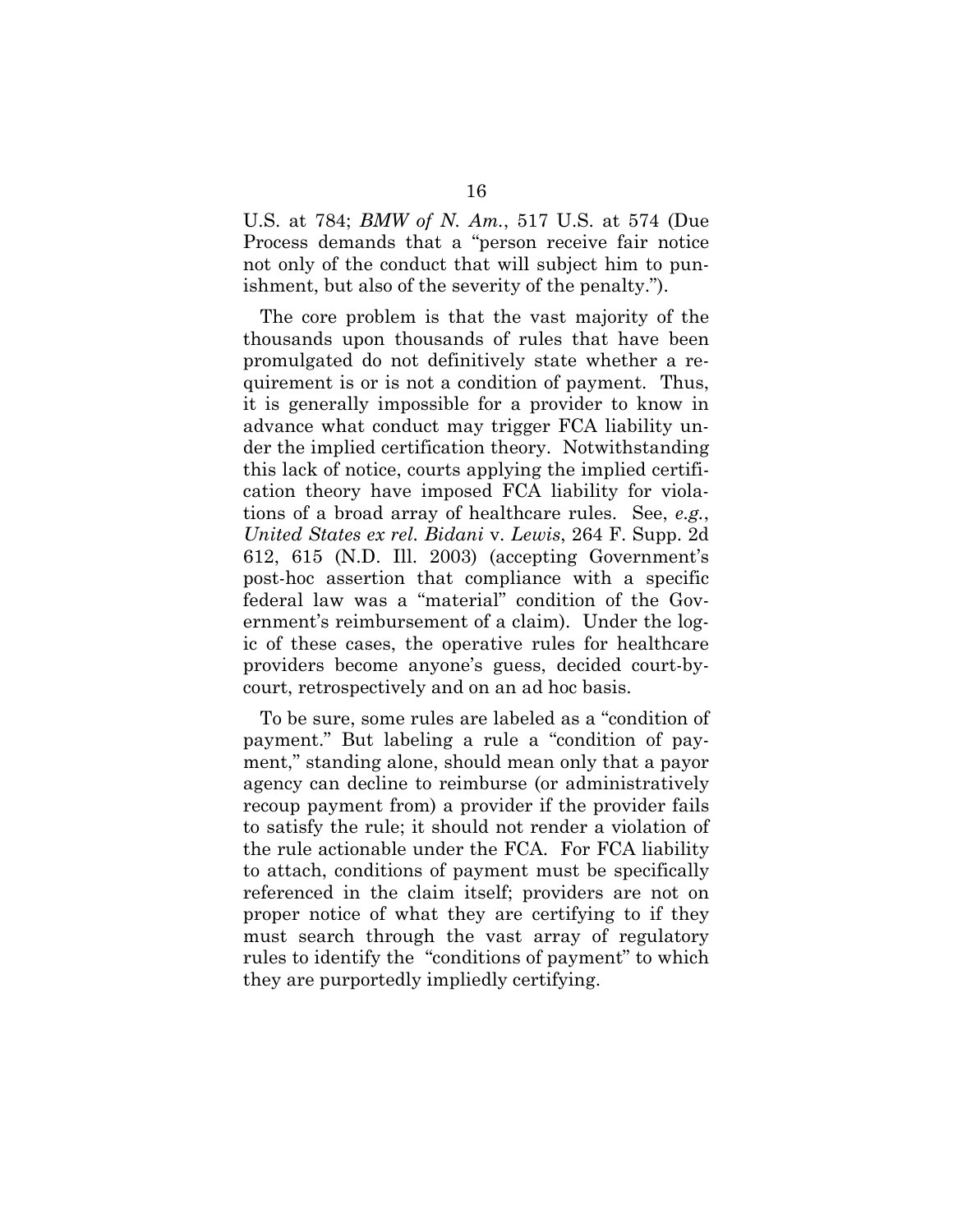U.S. at 784; *BMW of N. Am.*, 517 U.S. at 574 (Due Process demands that a "person receive fair notice not only of the conduct that will subject him to punishment, but also of the severity of the penalty.").

The core problem is that the vast majority of the thousands upon thousands of rules that have been promulgated do not definitively state whether a requirement is or is not a condition of payment. Thus, it is generally impossible for a provider to know in advance what conduct may trigger FCA liability under the implied certification theory. Notwithstanding this lack of notice, courts applying the implied certification theory have imposed FCA liability for violations of a broad array of healthcare rules. See, *e.g.*, *United States ex rel. Bidani* v. *Lewis*, 264 F. Supp. 2d 612, 615 (N.D. Ill. 2003) (accepting Government's post-hoc assertion that compliance with a specific federal law was a "material" condition of the Government's reimbursement of a claim). Under the logic of these cases, the operative rules for healthcare providers become anyone's guess, decided court-by-court, retrospectively and on an ad hoc basis.

To be sure, some rules are labeled as a "condition of payment." But labeling a rule a "condition of payment," standing alone, should mean only that a payor agency can decline to reimburse (or administratively recoup payment from) a provider if the provider fails to satisfy the rule; it should not render a violation of the rule actionable under the FCA. For FCA liability to attach, conditions of payment must be specifically referenced in the claim itself; providers are not on proper notice of what they are certifying to if they must search through the vast array of regulatory rules to identify the "conditions of payment" to which they are purportedly impliedly certifying.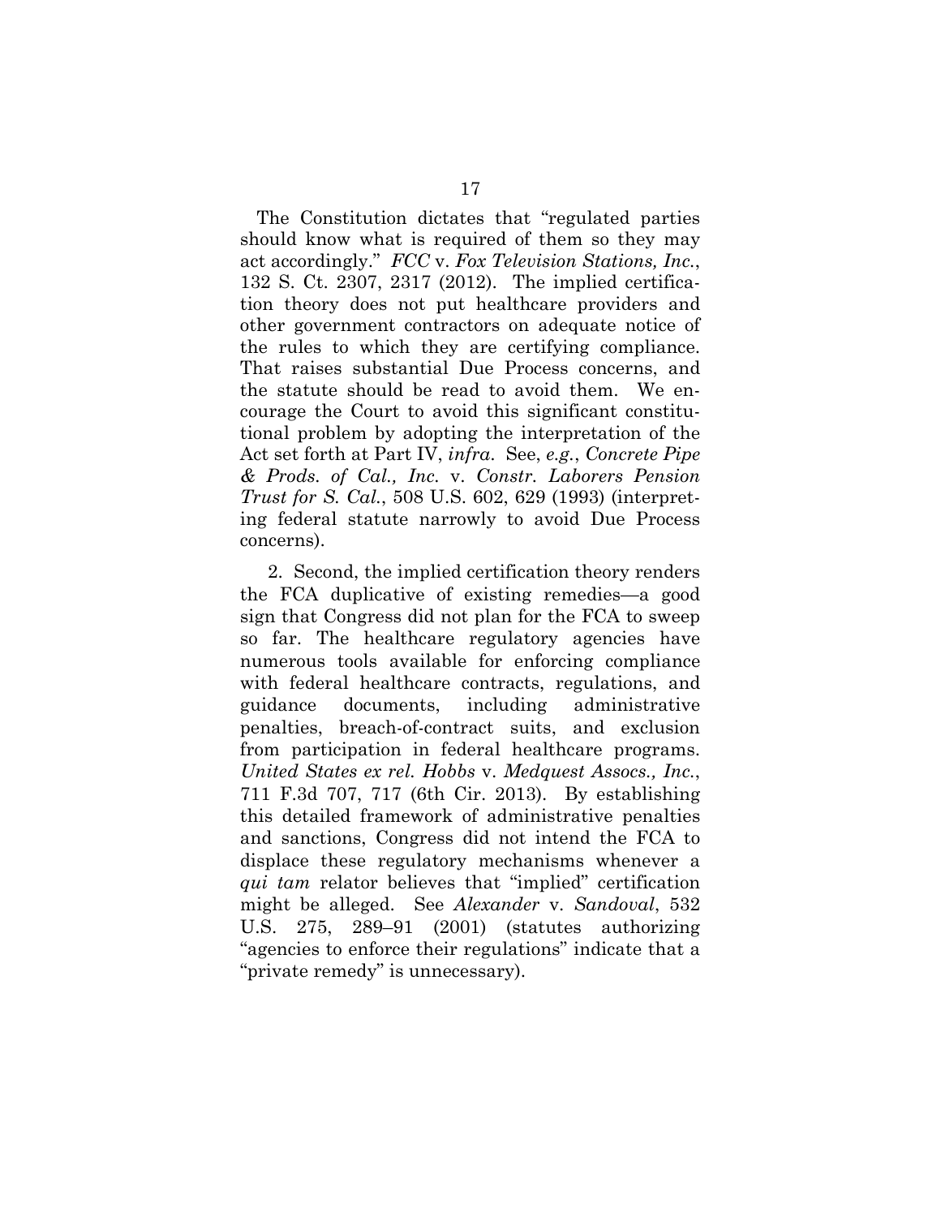The Constitution dictates that "regulated parties should know what is required of them so they may act accordingly." *FCC* v. *Fox Television Stations, Inc.*, 132 S. Ct. 2307, 2317 (2012). The implied certification theory does not put healthcare providers and other government contractors on adequate notice of the rules to which they are certifying compliance. That raises substantial Due Process concerns, and the statute should be read to avoid them. We encourage the Court to avoid this significant constitutional problem by adopting the interpretation of the Act set forth at Part IV, *infra*. See, *e.g.*, *Concrete Pipe & Prods. of Cal., Inc.* v. *Constr. Laborers Pension Trust for S. Cal.*, 508 U.S. 602, 629 (1993) (interpreting federal statute narrowly to avoid Due Process concerns).

2. Second, the implied certification theory renders the FCA duplicative of existing remedies—a good sign that Congress did not plan for the FCA to sweep so far. The healthcare regulatory agencies have numerous tools available for enforcing compliance with federal healthcare contracts, regulations, and guidance documents, including administrative penalties, breach-of-contract suits, and exclusion from participation in federal healthcare programs. *United States ex rel. Hobbs* v. *Medquest Assocs., Inc.*, 711 F.3d 707, 717 (6th Cir. 2013). By establishing this detailed framework of administrative penalties and sanctions, Congress did not intend the FCA to displace these regulatory mechanisms whenever a *qui tam* relator believes that "implied" certification might be alleged. See *Alexander* v. *Sandoval*, 532 U.S. 275, 289–91 (2001) (statutes authorizing "agencies to enforce their regulations" indicate that a "private remedy" is unnecessary).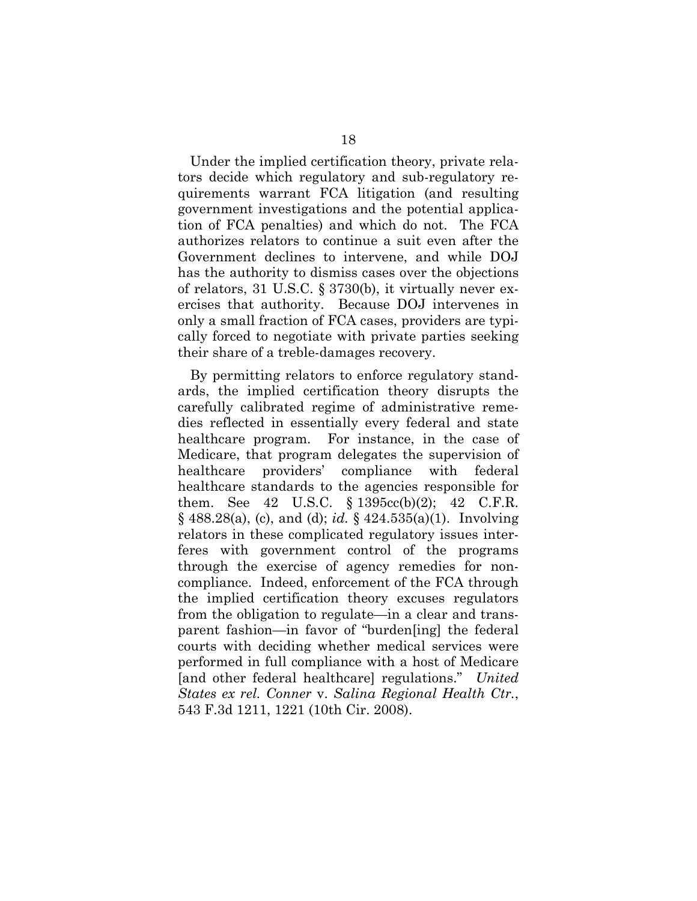Under the implied certification theory, private relators decide which regulatory and sub-regulatory requirements warrant FCA litigation (and resulting government investigations and the potential application of FCA penalties) and which do not. The FCA authorizes relators to continue a suit even after the Government declines to intervene, and while DOJ has the authority to dismiss cases over the objections of relators, 31 U.S.C. § 3730(b), it virtually never exercises that authority. Because DOJ intervenes in only a small fraction of FCA cases, providers are typically forced to negotiate with private parties seeking their share of a treble-damages recovery.

By permitting relators to enforce regulatory standards, the implied certification theory disrupts the carefully calibrated regime of administrative remedies reflected in essentially every federal and state healthcare program. For instance, in the case of Medicare, that program delegates the supervision of healthcare providers' compliance with federal healthcare standards to the agencies responsible for them. See 42 U.S.C. § 1395cc(b)(2); 42 C.F.R. § 488.28(a), (c), and (d); *id.* § 424.535(a)(1). Involving relators in these complicated regulatory issues interferes with government control of the programs through the exercise of agency remedies for noncompliance. Indeed, enforcement of the FCA through the implied certification theory excuses regulators from the obligation to regulate—in a clear and transparent fashion—in favor of "burden[ing] the federal courts with deciding whether medical services were performed in full compliance with a host of Medicare [and other federal healthcare] regulations." *United States ex rel. Conner* v. *Salina Regional Health Ctr.*, 543 F.3d 1211, 1221 (10th Cir. 2008).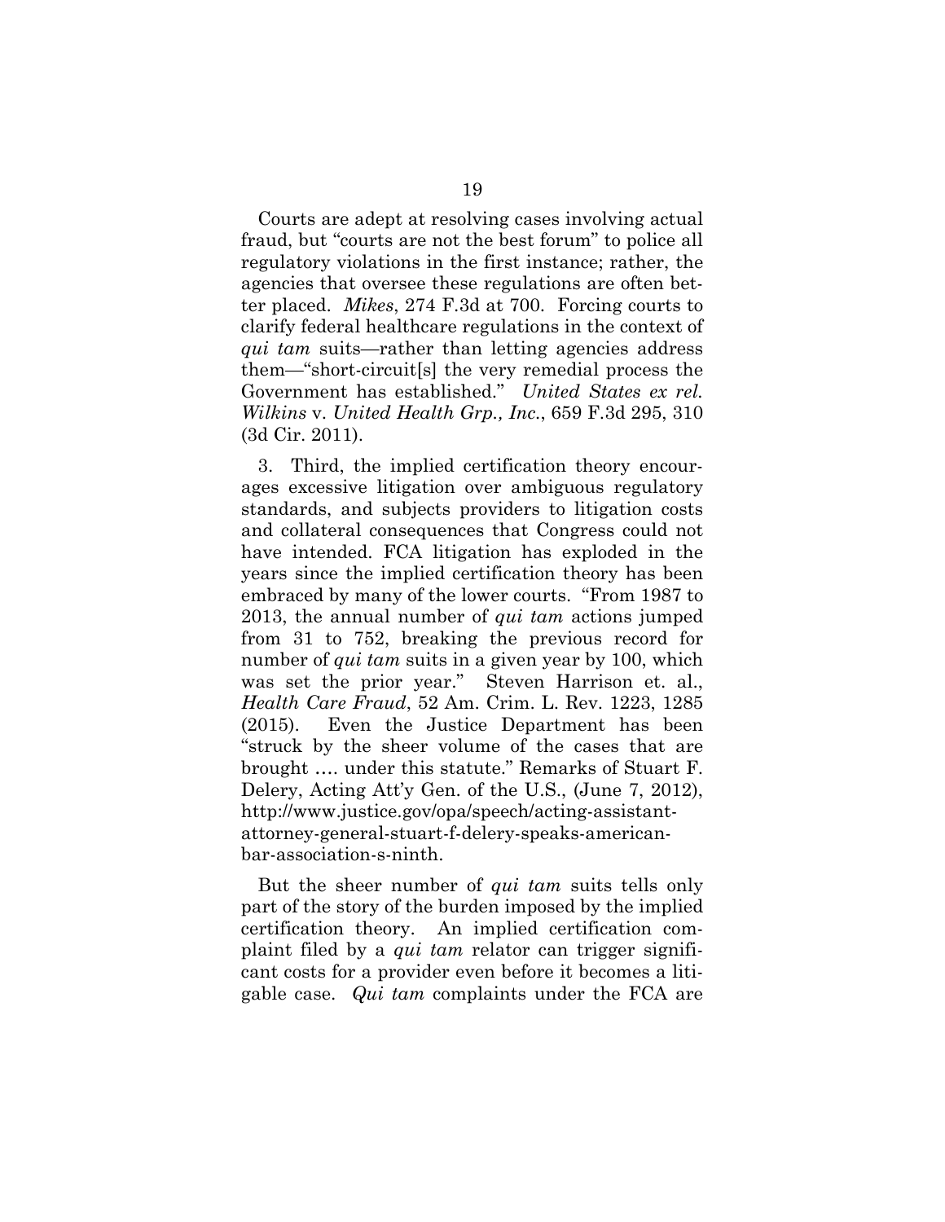Courts are adept at resolving cases involving actual fraud, but "courts are not the best forum" to police all regulatory violations in the first instance; rather, the agencies that oversee these regulations are often better placed. *Mikes*, 274 F.3d at 700. Forcing courts to clarify federal healthcare regulations in the context of *qui tam* suits—rather than letting agencies address them—"short-circuit[s] the very remedial process the Government has established." *United States ex rel. Wilkins* v. *United Health Grp., Inc.*, 659 F.3d 295, 310 (3d Cir. 2011).

3. Third, the implied certification theory encourages excessive litigation over ambiguous regulatory standards, and subjects providers to litigation costs and collateral consequences that Congress could not have intended. FCA litigation has exploded in the years since the implied certification theory has been embraced by many of the lower courts. "From 1987 to 2013, the annual number of *qui tam* actions jumped from 31 to 752, breaking the previous record for number of *qui tam* suits in a given year by 100, which was set the prior year." Steven Harrison et. al., *Health Care Fraud*, 52 Am. Crim. L. Rev. 1223, 1285 (2015). Even the Justice Department has been "struck by the sheer volume of the cases that are brought …. under this statute." Remarks of Stuart F. Delery, Acting Att'y Gen. of the U.S., (June 7, 2012), http://www.justice.gov/opa/speech/acting-assistant-attorney-general-stuart-f-delery-speaks-american-bar-association-s-ninth.

But the sheer number of *qui tam* suits tells only part of the story of the burden imposed by the implied certification theory. An implied certification complaint filed by a *qui tam* relator can trigger significant costs for a provider even before it becomes a litigable case. *Qui tam* complaints under the FCA are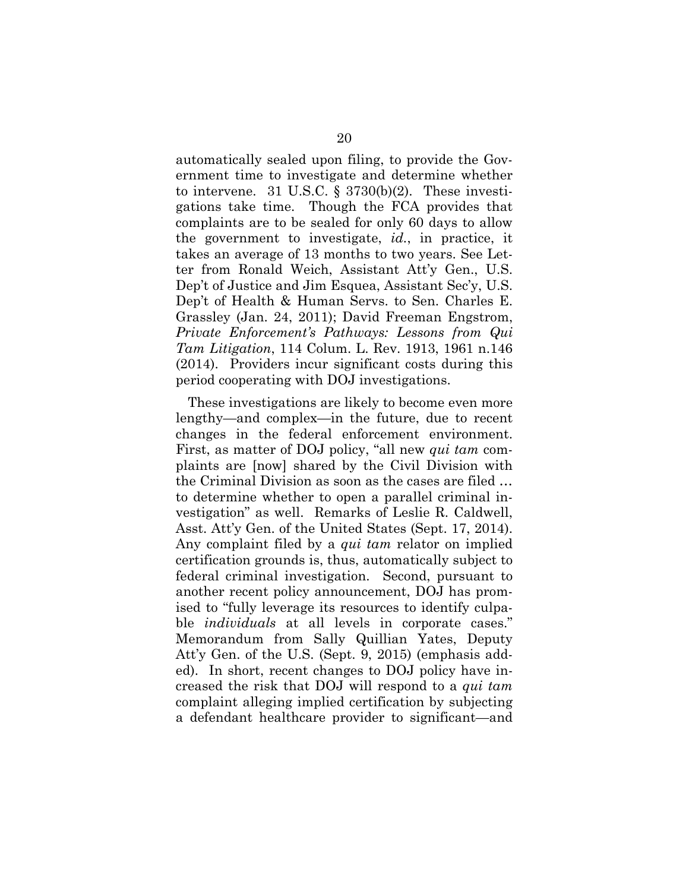automatically sealed upon filing, to provide the Government time to investigate and determine whether to intervene. 31 U.S.C. § 3730(b)(2). These investigations take time. Though the FCA provides that complaints are to be sealed for only 60 days to allow the government to investigate, *id.*, in practice, it takes an average of 13 months to two years. See Letter from Ronald Weich, Assistant Att'y Gen., U.S. Dep't of Justice and Jim Esquea, Assistant Sec'y, U.S. Dep't of Health & Human Servs. to Sen. Charles E. Grassley (Jan. 24, 2011); David Freeman Engstrom, *Private Enforcement's Pathways: Lessons from Qui Tam Litigation*, 114 Colum. L. Rev. 1913, 1961 n.146 (2014). Providers incur significant costs during this period cooperating with DOJ investigations.

These investigations are likely to become even more lengthy—and complex—in the future, due to recent changes in the federal enforcement environment. First, as matter of DOJ policy, "all new *qui tam* complaints are [now] shared by the Civil Division with the Criminal Division as soon as the cases are filed … to determine whether to open a parallel criminal investigation" as well. Remarks of Leslie R. Caldwell, Asst. Att'y Gen. of the United States (Sept. 17, 2014). Any complaint filed by a *qui tam* relator on implied certification grounds is, thus, automatically subject to federal criminal investigation. Second, pursuant to another recent policy announcement, DOJ has promised to "fully leverage its resources to identify culpable *individuals* at all levels in corporate cases." Memorandum from Sally Quillian Yates, Deputy Att'y Gen. of the U.S. (Sept. 9, 2015) (emphasis added). In short, recent changes to DOJ policy have increased the risk that DOJ will respond to a *qui tam* complaint alleging implied certification by subjecting a defendant healthcare provider to significant—and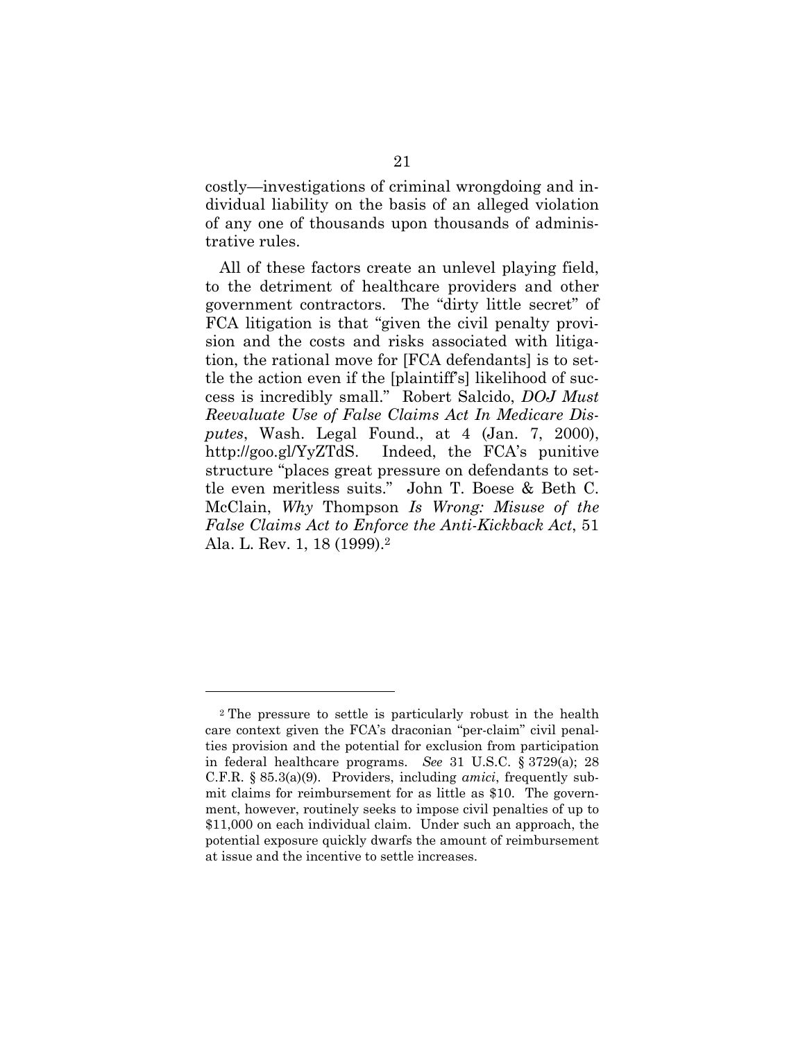costly—investigations of criminal wrongdoing and individual liability on the basis of an alleged violation of any one of thousands upon thousands of administrative rules.

All of these factors create an unlevel playing field, to the detriment of healthcare providers and other government contractors. The "dirty little secret" of FCA litigation is that "given the civil penalty provision and the costs and risks associated with litigation, the rational move for [FCA defendants] is to settle the action even if the [plaintiff's] likelihood of success is incredibly small." Robert Salcido, *DOJ Must Reevaluate Use of False Claims Act In Medicare Disputes*, Wash. Legal Found., at 4 (Jan. 7, 2000), http://goo.gl/YyZTdS. Indeed, the FCA's punitive structure "places great pressure on defendants to settle even meritless suits." John T. Boese & Beth C. McClain, *Why* Thompson *Is Wrong: Misuse of the False Claims Act to Enforce the Anti-Kickback Act*, 51 Ala. L. Rev. 1, 18 (1999).[2]

---

[2] The pressure to settle is particularly robust in the health care context given the FCA's draconian "per-claim" civil penalties provision and the potential for exclusion from participation in federal healthcare programs. *See* 31 U.S.C. § 3729(a); 28 C.F.R. § 85.3(a)(9). Providers, including *amici*, frequently submit claims for reimbursement for as little as $10. The government, however, routinely seeks to impose civil penalties of up to $11,000 on each individual claim. Under such an approach, the potential exposure quickly dwarfs the amount of reimbursement at issue and the incentive to settle increases.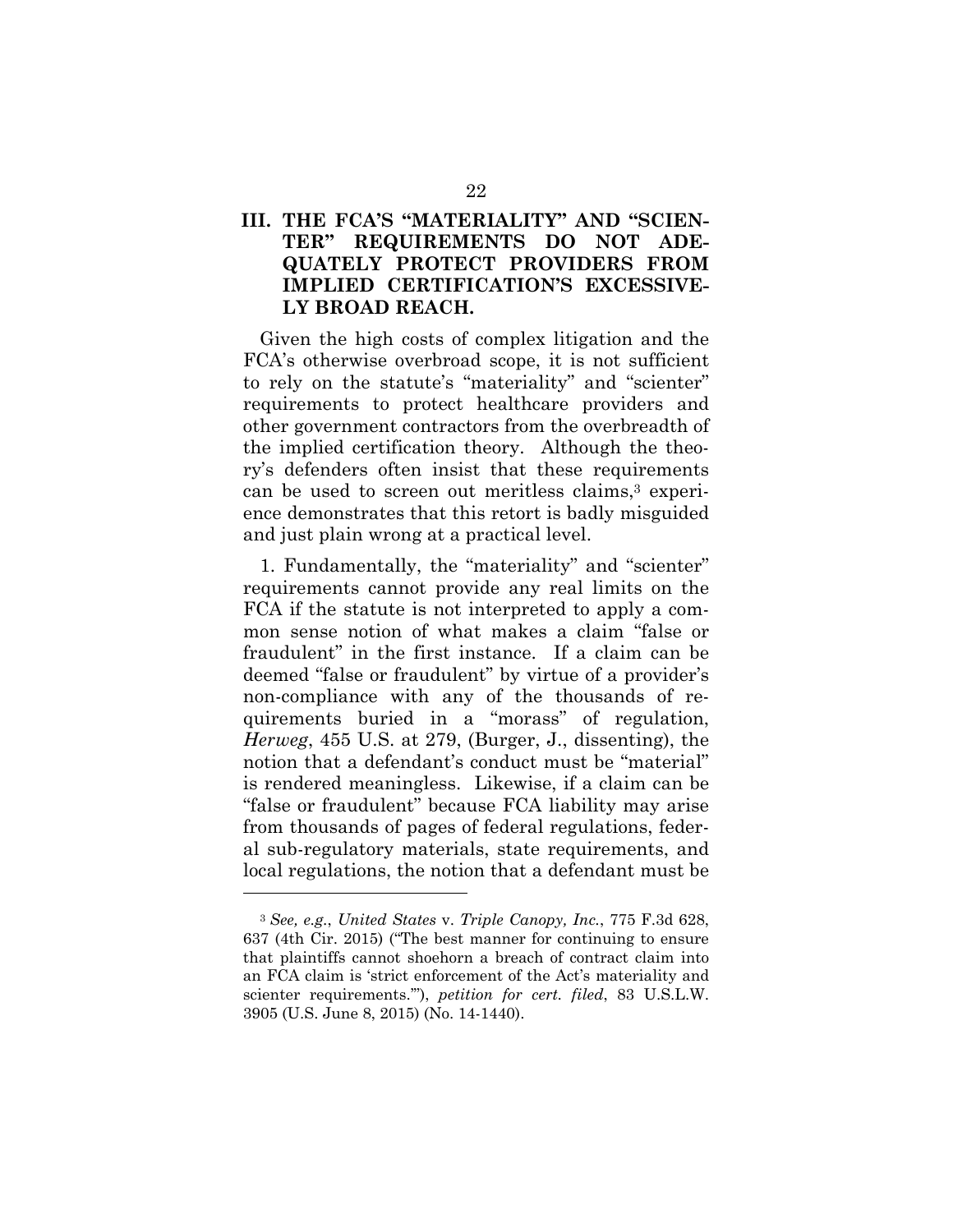## III. THE FCA'S "MATERIALITY" AND "SCIENTER" REQUIREMENTS DO NOT ADEQUATELY PROTECT PROVIDERS FROM IMPLIED CERTIFICATION'S EXCESSIVELY BROAD REACH.

Given the high costs of complex litigation and the FCA's otherwise overbroad scope, it is not sufficient to rely on the statute's "materiality" and "scienter" requirements to protect healthcare providers and other government contractors from the overbreadth of the implied certification theory. Although the theory's defenders often insist that these requirements can be used to screen out meritless claims,[3] experience demonstrates that this retort is badly misguided and just plain wrong at a practical level.

1. Fundamentally, the "materiality" and "scienter" requirements cannot provide any real limits on the FCA if the statute is not interpreted to apply a common sense notion of what makes a claim "false or fraudulent" in the first instance. If a claim can be deemed "false or fraudulent" by virtue of a provider's non-compliance with any of the thousands of requirements buried in a "morass" of regulation, *Herweg*, 455 U.S. at 279, (Burger, J., dissenting), the notion that a defendant's conduct must be "material" is rendered meaningless. Likewise, if a claim can be "false or fraudulent" because FCA liability may arise from thousands of pages of federal regulations, federal sub-regulatory materials, state requirements, and local regulations, the notion that a defendant must be

---

[3] *See, e.g.*, *United States* v. *Triple Canopy, Inc.*, 775 F.3d 628, 637 (4th Cir. 2015) ("The best manner for continuing to ensure that plaintiffs cannot shoehorn a breach of contract claim into an FCA claim is 'strict enforcement of the Act's materiality and scienter requirements.'"), *petition for cert. filed*, 83 U.S.L.W. 3905 (U.S. June 8, 2015) (No. 14-1440).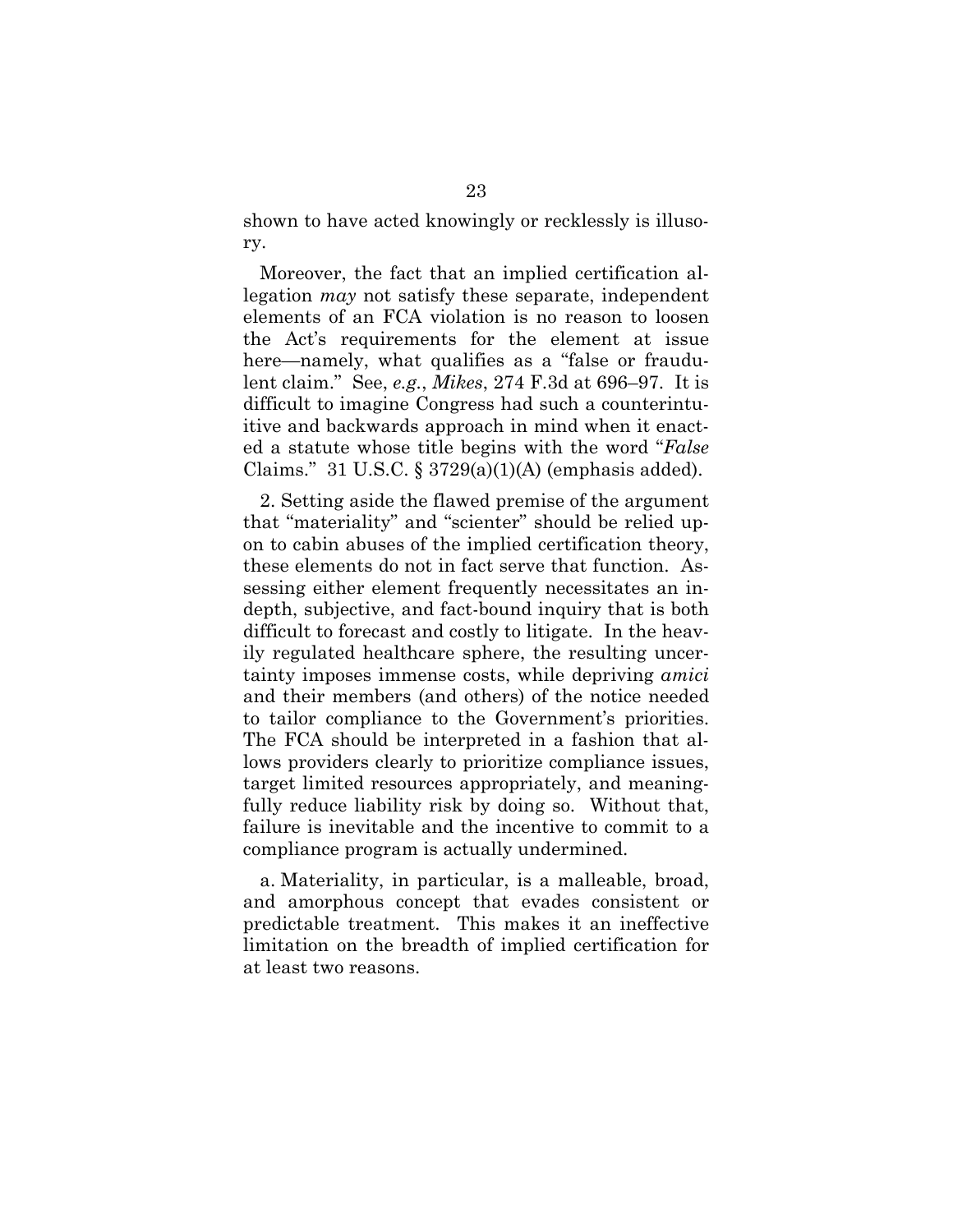shown to have acted knowingly or recklessly is illusory.

Moreover, the fact that an implied certification allegation *may* not satisfy these separate, independent elements of an FCA violation is no reason to loosen the Act's requirements for the element at issue here—namely, what qualifies as a "false or fraudulent claim." See, *e.g.*, *Mikes*, 274 F.3d at 696–97. It is difficult to imagine Congress had such a counterintuitive and backwards approach in mind when it enacted a statute whose title begins with the word "*False* Claims." 31 U.S.C. § 3729(a)(1)(A) (emphasis added).

2. Setting aside the flawed premise of the argument that "materiality" and "scienter" should be relied upon to cabin abuses of the implied certification theory, these elements do not in fact serve that function. Assessing either element frequently necessitates an in-depth, subjective, and fact-bound inquiry that is both difficult to forecast and costly to litigate. In the heavily regulated healthcare sphere, the resulting uncertainty imposes immense costs, while depriving *amici* and their members (and others) of the notice needed to tailor compliance to the Government's priorities. The FCA should be interpreted in a fashion that allows providers clearly to prioritize compliance issues, target limited resources appropriately, and meaningfully reduce liability risk by doing so. Without that, failure is inevitable and the incentive to commit to a compliance program is actually undermined.

a. Materiality, in particular, is a malleable, broad, and amorphous concept that evades consistent or predictable treatment. This makes it an ineffective limitation on the breadth of implied certification for at least two reasons.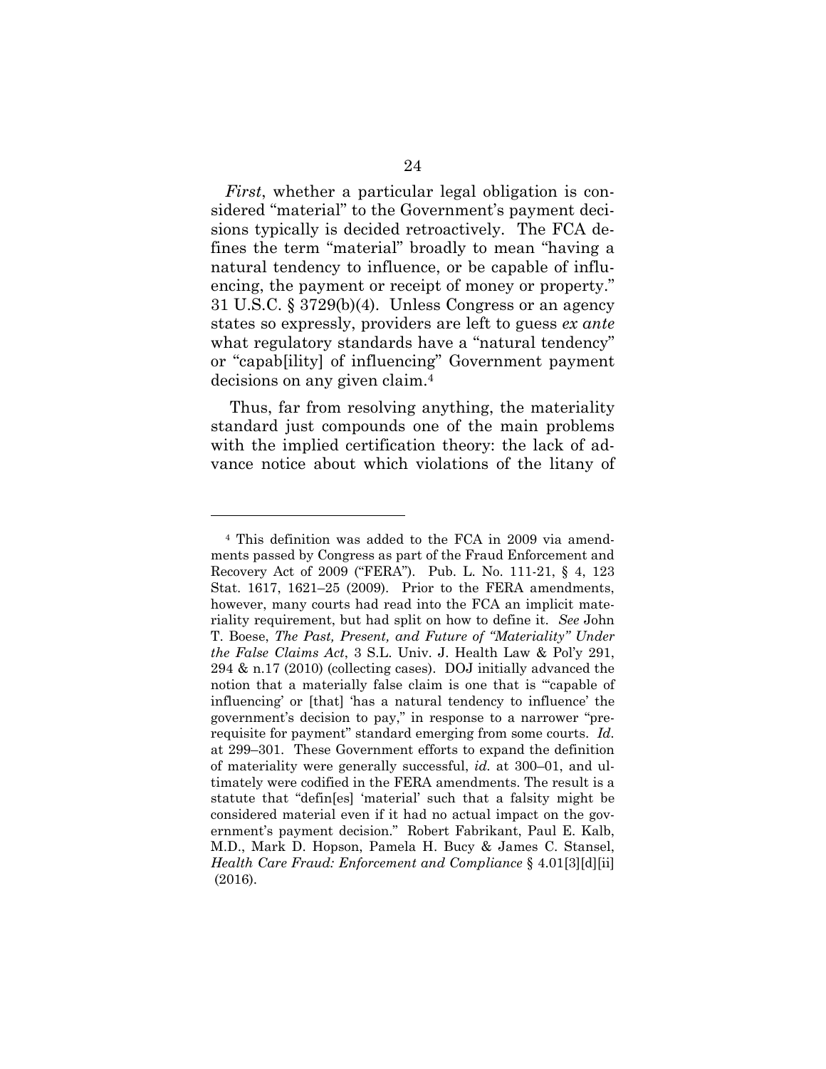*First*, whether a particular legal obligation is considered "material" to the Government's payment decisions typically is decided retroactively. The FCA defines the term "material" broadly to mean "having a natural tendency to influence, or be capable of influencing, the payment or receipt of money or property." 31 U.S.C. § 3729(b)(4). Unless Congress or an agency states so expressly, providers are left to guess *ex ante* what regulatory standards have a "natural tendency" or "capab[ility] of influencing" Government payment decisions on any given claim.[4]

Thus, far from resolving anything, the materiality standard just compounds one of the main problems with the implied certification theory: the lack of advance notice about which violations of the litany of

[4] This definition was added to the FCA in 2009 via amendments passed by Congress as part of the Fraud Enforcement and Recovery Act of 2009 ("FERA"). Pub. L. No. 111-21, § 4, 123 Stat. 1617, 1621–25 (2009). Prior to the FERA amendments, however, many courts had read into the FCA an implicit materiality requirement, but had split on how to define it. *See* John T. Boese, *The Past, Present, and Future of "Materiality" Under the False Claims Act*, 3 S.L. Univ. J. Health Law & Pol'y 291, 294 & n.17 (2010) (collecting cases). DOJ initially advanced the notion that a materially false claim is one that is "'capable of influencing' or [that] 'has a natural tendency to influence' the government's decision to pay," in response to a narrower "prerequisite for payment" standard emerging from some courts. *Id.* at 299–301. These Government efforts to expand the definition of materiality were generally successful, *id.* at 300–01, and ultimately were codified in the FERA amendments. The result is a statute that "defin[es] 'material' such that a falsity might be considered material even if it had no actual impact on the government's payment decision." Robert Fabrikant, Paul E. Kalb, M.D., Mark D. Hopson, Pamela H. Bucy & James C. Stansel, *Health Care Fraud: Enforcement and Compliance* § 4.01[3][d][ii] (2016).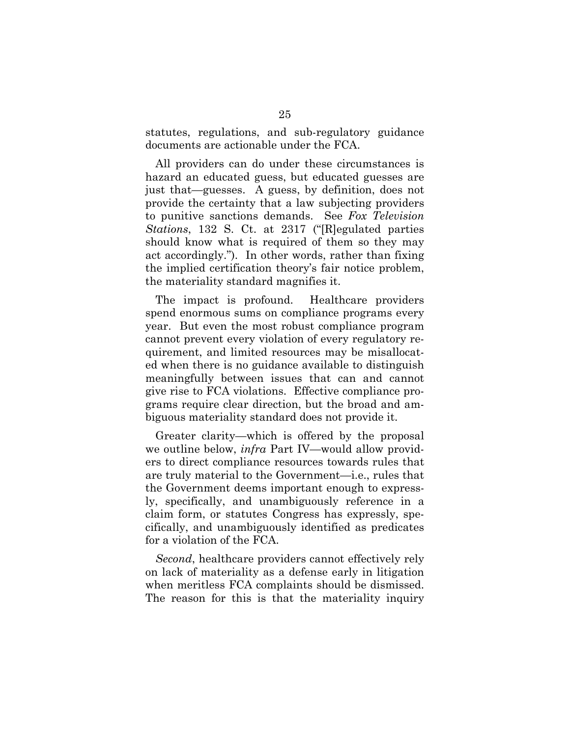statutes, regulations, and sub-regulatory guidance documents are actionable under the FCA.

All providers can do under these circumstances is hazard an educated guess, but educated guesses are just that—guesses. A guess, by definition, does not provide the certainty that a law subjecting providers to punitive sanctions demands. See *Fox Television Stations*, 132 S. Ct. at 2317 ("[R]egulated parties should know what is required of them so they may act accordingly."). In other words, rather than fixing the implied certification theory's fair notice problem, the materiality standard magnifies it.

The impact is profound. Healthcare providers spend enormous sums on compliance programs every year. But even the most robust compliance program cannot prevent every violation of every regulatory requirement, and limited resources may be misallocated when there is no guidance available to distinguish meaningfully between issues that can and cannot give rise to FCA violations. Effective compliance programs require clear direction, but the broad and ambiguous materiality standard does not provide it.

Greater clarity—which is offered by the proposal we outline below, *infra* Part IV—would allow providers to direct compliance resources towards rules that are truly material to the Government—i.e., rules that the Government deems important enough to expressly, specifically, and unambiguously reference in a claim form, or statutes Congress has expressly, specifically, and unambiguously identified as predicates for a violation of the FCA.

*Second*, healthcare providers cannot effectively rely on lack of materiality as a defense early in litigation when meritless FCA complaints should be dismissed. The reason for this is that the materiality inquiry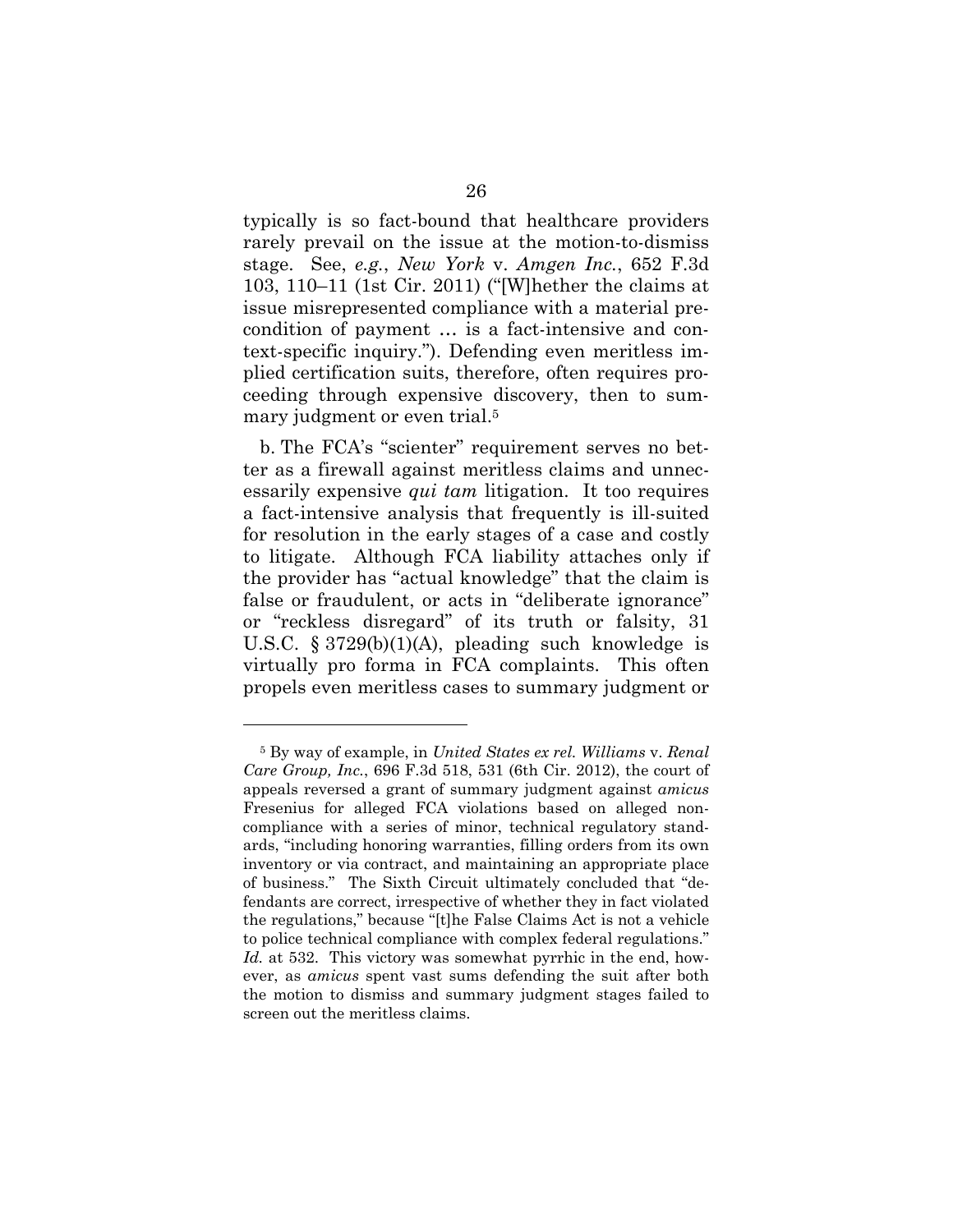typically is so fact-bound that healthcare providers rarely prevail on the issue at the motion-to-dismiss stage. See, *e.g.*, *New York* v. *Amgen Inc.*, 652 F.3d 103, 110–11 (1st Cir. 2011) ("[W]hether the claims at issue misrepresented compliance with a material precondition of payment … is a fact-intensive and context-specific inquiry."). Defending even meritless implied certification suits, therefore, often requires proceeding through expensive discovery, then to summary judgment or even trial.[5]

b. The FCA's "scienter" requirement serves no better as a firewall against meritless claims and unnecessarily expensive *qui tam* litigation. It too requires a fact-intensive analysis that frequently is ill-suited for resolution in the early stages of a case and costly to litigate. Although FCA liability attaches only if the provider has "actual knowledge" that the claim is false or fraudulent, or acts in "deliberate ignorance" or "reckless disregard" of its truth or falsity, 31 U.S.C. § 3729(b)(1)(A), pleading such knowledge is virtually pro forma in FCA complaints. This often propels even meritless cases to summary judgment or

---

[5] By way of example, in *United States ex rel. Williams* v. *Renal Care Group, Inc.*, 696 F.3d 518, 531 (6th Cir. 2012), the court of appeals reversed a grant of summary judgment against *amicus* Fresenius for alleged FCA violations based on alleged noncompliance with a series of minor, technical regulatory standards, "including honoring warranties, filling orders from its own inventory or via contract, and maintaining an appropriate place of business." The Sixth Circuit ultimately concluded that "defendants are correct, irrespective of whether they in fact violated the regulations," because "[t]he False Claims Act is not a vehicle to police technical compliance with complex federal regulations." *Id.* at 532. This victory was somewhat pyrrhic in the end, however, as *amicus* spent vast sums defending the suit after both the motion to dismiss and summary judgment stages failed to screen out the meritless claims.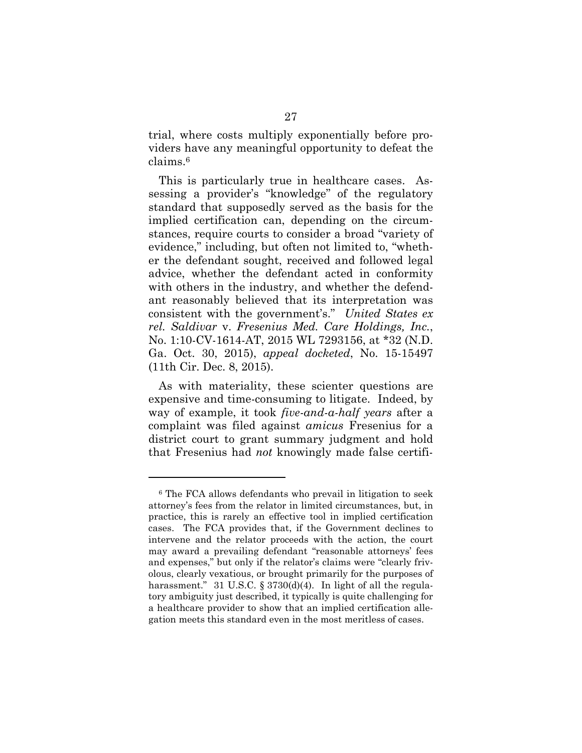trial, where costs multiply exponentially before providers have any meaningful opportunity to defeat the claims.[6]

This is particularly true in healthcare cases. Assessing a provider's "knowledge" of the regulatory standard that supposedly served as the basis for the implied certification can, depending on the circumstances, require courts to consider a broad "variety of evidence," including, but often not limited to, "whether the defendant sought, received and followed legal advice, whether the defendant acted in conformity with others in the industry, and whether the defendant reasonably believed that its interpretation was consistent with the government's." *United States ex rel. Saldivar* v. *Fresenius Med. Care Holdings, Inc.*, No. 1:10-CV-1614-AT, 2015 WL 7293156, at *32 (N.D. Ga. Oct. 30, 2015), *appeal docketed*, No. 15-15497 (11th Cir. Dec. 8, 2015).

As with materiality, these scienter questions are expensive and time-consuming to litigate. Indeed, by way of example, it took *five-and-a-half years* after a complaint was filed against *amicus* Fresenius for a district court to grant summary judgment and hold that Fresenius had *not* knowingly made false certifi-

---

[6] The FCA allows defendants who prevail in litigation to seek attorney's fees from the relator in limited circumstances, but, in practice, this is rarely an effective tool in implied certification cases. The FCA provides that, if the Government declines to intervene and the relator proceeds with the action, the court may award a prevailing defendant "reasonable attorneys' fees and expenses," but only if the relator's claims were "clearly frivolous, clearly vexatious, or brought primarily for the purposes of harassment." 31 U.S.C. § 3730(d)(4). In light of all the regulatory ambiguity just described, it typically is quite challenging for a healthcare provider to show that an implied certification allegation meets this standard even in the most meritless of cases.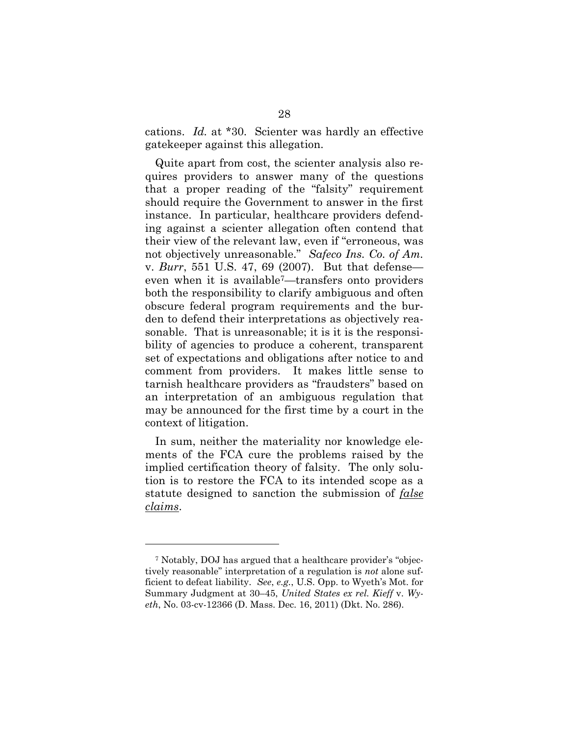cations. *Id.* at *30. Scienter was hardly an effective gatekeeper against this allegation.

Quite apart from cost, the scienter analysis also requires providers to answer many of the questions that a proper reading of the "falsity" requirement should require the Government to answer in the first instance. In particular, healthcare providers defending against a scienter allegation often contend that their view of the relevant law, even if "erroneous, was not objectively unreasonable." *Safeco Ins. Co. of Am.* v. *Burr*, 551 U.S. 47, 69 (2007). But that defense—even when it is available[7]—transfers onto providers both the responsibility to clarify ambiguous and often obscure federal program requirements and the burden to defend their interpretations as objectively reasonable. That is unreasonable; it is it is the responsibility of agencies to produce a coherent, transparent set of expectations and obligations after notice to and comment from providers. It makes little sense to tarnish healthcare providers as "fraudsters" based on an interpretation of an ambiguous regulation that may be announced for the first time by a court in the context of litigation.

In sum, neither the materiality nor knowledge elements of the FCA cure the problems raised by the implied certification theory of falsity. The only solution is to restore the FCA to its intended scope as a statute designed to sanction the submission of ***false claims***.

---

[7] Notably, DOJ has argued that a healthcare provider's "objectively reasonable" interpretation of a regulation is *not* alone sufficient to defeat liability. *See*, *e.g.*, U.S. Opp. to Wyeth's Mot. for Summary Judgment at 30–45, *United States ex rel. Kieff* v. *Wyeth*, No. 03-cv-12366 (D. Mass. Dec. 16, 2011) (Dkt. No. 286).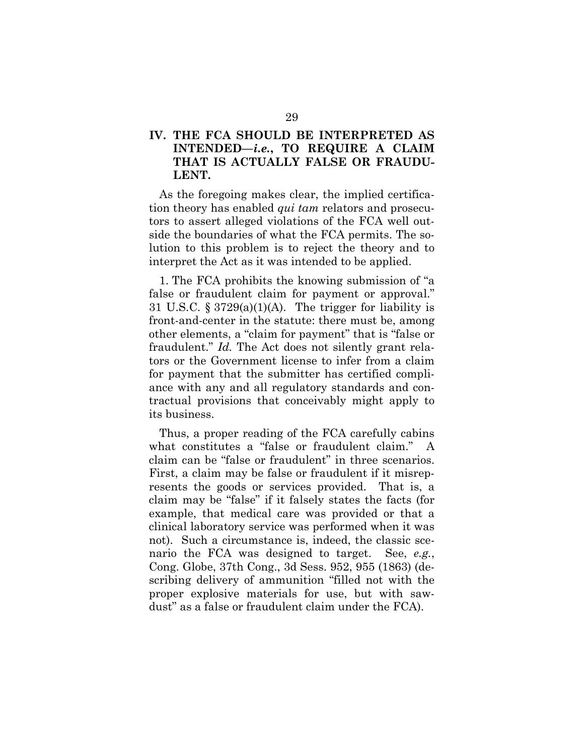## IV. THE FCA SHOULD BE INTERPRETED AS INTENDED—*i.e.*, TO REQUIRE A CLAIM THAT IS ACTUALLY FALSE OR FRAUDULENT.

As the foregoing makes clear, the implied certification theory has enabled *qui tam* relators and prosecutors to assert alleged violations of the FCA well outside the boundaries of what the FCA permits. The solution to this problem is to reject the theory and to interpret the Act as it was intended to be applied.

1. The FCA prohibits the knowing submission of "a false or fraudulent claim for payment or approval." 31 U.S.C. § 3729(a)(1)(A). The trigger for liability is front-and-center in the statute: there must be, among other elements, a "claim for payment" that is "false or fraudulent." *Id.* The Act does not silently grant relators or the Government license to infer from a claim for payment that the submitter has certified compliance with any and all regulatory standards and contractual provisions that conceivably might apply to its business.

Thus, a proper reading of the FCA carefully cabins what constitutes a "false or fraudulent claim." A claim can be "false or fraudulent" in three scenarios. First, a claim may be false or fraudulent if it misrepresents the goods or services provided. That is, a claim may be "false" if it falsely states the facts (for example, that medical care was provided or that a clinical laboratory service was performed when it was not). Such a circumstance is, indeed, the classic scenario the FCA was designed to target. See, *e.g.*, Cong. Globe, 37th Cong., 3d Sess. 952, 955 (1863) (describing delivery of ammunition "filled not with the proper explosive materials for use, but with sawdust" as a false or fraudulent claim under the FCA).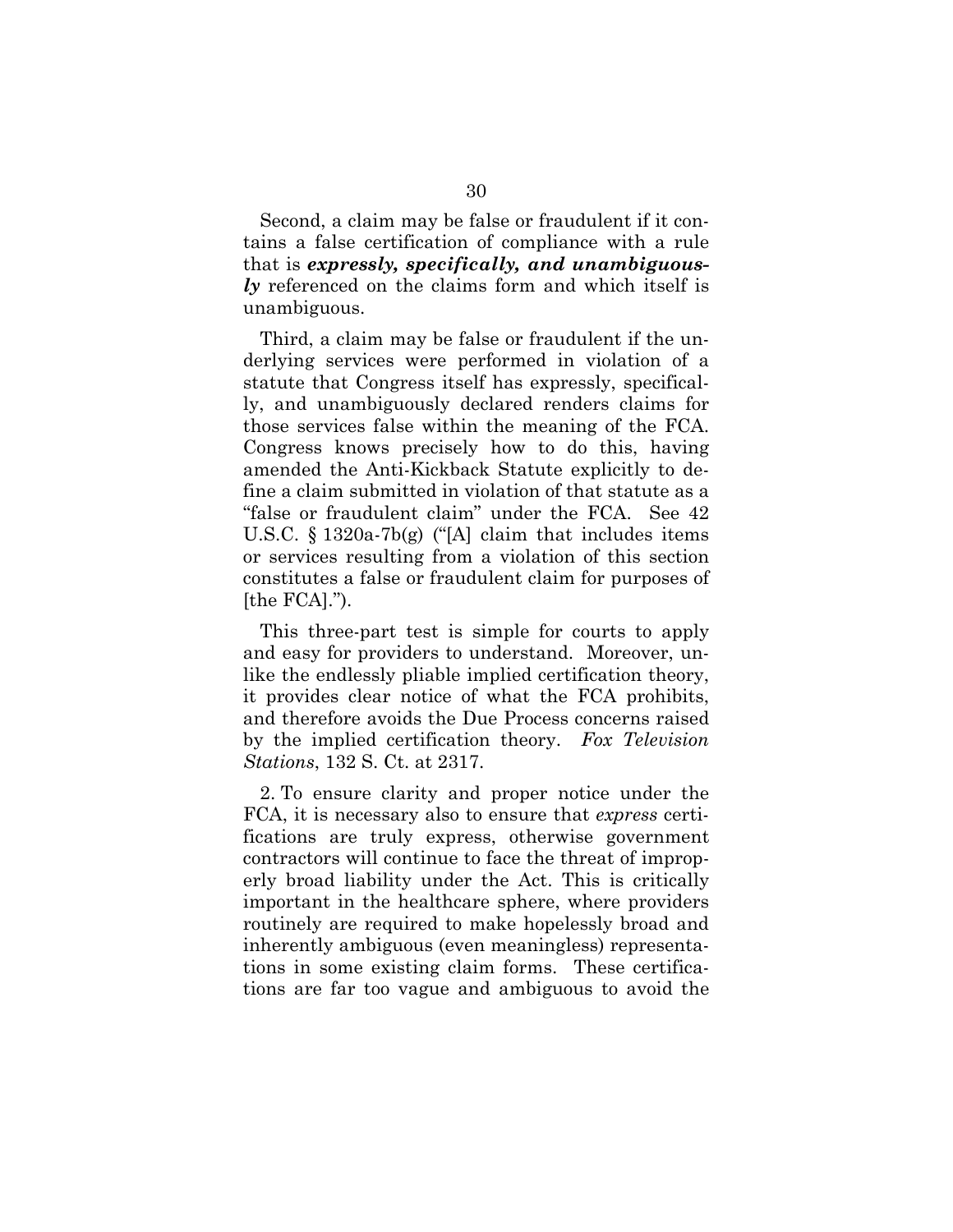Second, a claim may be false or fraudulent if it contains a false certification of compliance with a rule that is ***expressly, specifically, and unambiguously*** referenced on the claims form and which itself is unambiguous.

Third, a claim may be false or fraudulent if the underlying services were performed in violation of a statute that Congress itself has expressly, specifically, and unambiguously declared renders claims for those services false within the meaning of the FCA. Congress knows precisely how to do this, having amended the Anti-Kickback Statute explicitly to define a claim submitted in violation of that statute as a "false or fraudulent claim" under the FCA. See 42 U.S.C. § 1320a-7b(g) ("[A] claim that includes items or services resulting from a violation of this section constitutes a false or fraudulent claim for purposes of [the FCA].").

This three-part test is simple for courts to apply and easy for providers to understand. Moreover, unlike the endlessly pliable implied certification theory, it provides clear notice of what the FCA prohibits, and therefore avoids the Due Process concerns raised by the implied certification theory. *Fox Television Stations*, 132 S. Ct. at 2317.

2. To ensure clarity and proper notice under the FCA, it is necessary also to ensure that *express* certifications are truly express, otherwise government contractors will continue to face the threat of improperly broad liability under the Act. This is critically important in the healthcare sphere, where providers routinely are required to make hopelessly broad and inherently ambiguous (even meaningless) representations in some existing claim forms. These certifications are far too vague and ambiguous to avoid the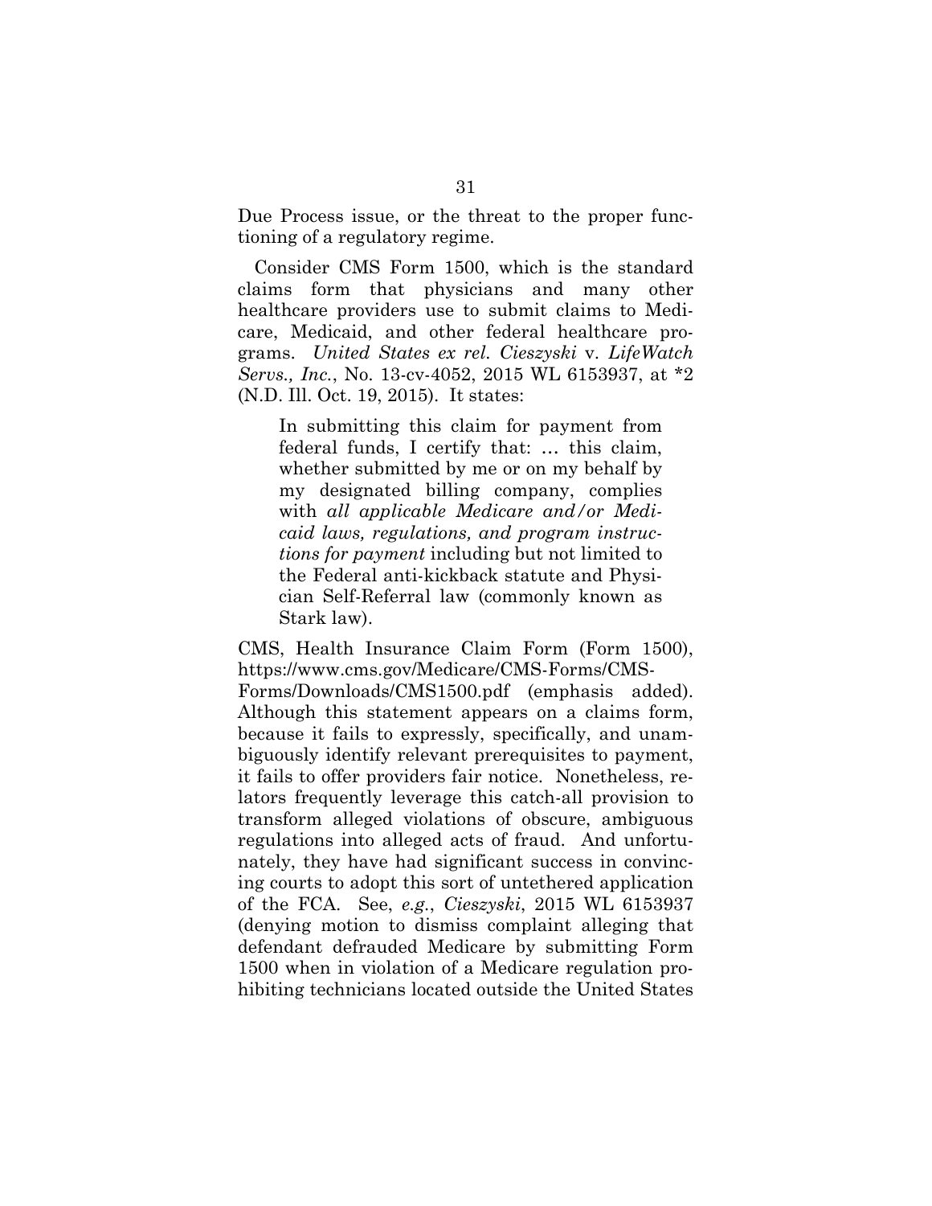Due Process issue, or the threat to the proper functioning of a regulatory regime.

Consider CMS Form 1500, which is the standard claims form that physicians and many other healthcare providers use to submit claims to Medicare, Medicaid, and other federal healthcare programs. *United States ex rel. Cieszyski* v. *LifeWatch Servs., Inc.*, No. 13-cv-4052, 2015 WL 6153937, at *2 (N.D. Ill. Oct. 19, 2015). It states:

> In submitting this claim for payment from federal funds, I certify that: … this claim, whether submitted by me or on my behalf by my designated billing company, complies with *all applicable Medicare and/or Medicaid laws, regulations, and program instructions for payment* including but not limited to the Federal anti-kickback statute and Physician Self-Referral law (commonly known as Stark law).

CMS, Health Insurance Claim Form (Form 1500), https://www.cms.gov/Medicare/CMS-Forms/CMS-Forms/Downloads/CMS1500.pdf (emphasis added). Although this statement appears on a claims form, because it fails to expressly, specifically, and unambiguously identify relevant prerequisites to payment, it fails to offer providers fair notice. Nonetheless, relators frequently leverage this catch-all provision to transform alleged violations of obscure, ambiguous regulations into alleged acts of fraud. And unfortunately, they have had significant success in convincing courts to adopt this sort of untethered application of the FCA. See, *e.g.*, *Cieszyski*, 2015 WL 6153937 (denying motion to dismiss complaint alleging that defendant defrauded Medicare by submitting Form 1500 when in violation of a Medicare regulation prohibiting technicians located outside the United States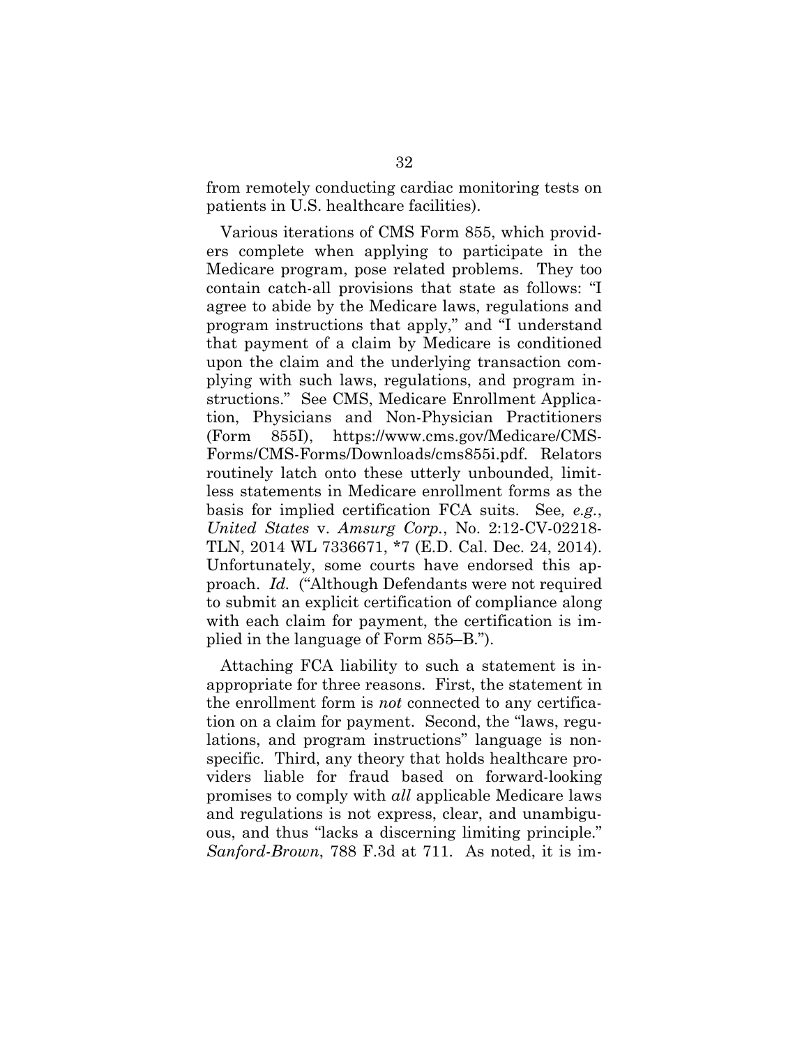from remotely conducting cardiac monitoring tests on patients in U.S. healthcare facilities).

Various iterations of CMS Form 855, which providers complete when applying to participate in the Medicare program, pose related problems. They too contain catch-all provisions that state as follows: "I agree to abide by the Medicare laws, regulations and program instructions that apply," and "I understand that payment of a claim by Medicare is conditioned upon the claim and the underlying transaction complying with such laws, regulations, and program instructions." See CMS, Medicare Enrollment Application, Physicians and Non-Physician Practitioners (Form 855I), https://www.cms.gov/Medicare/CMS-Forms/CMS-Forms/Downloads/cms855i.pdf. Relators routinely latch onto these utterly unbounded, limitless statements in Medicare enrollment forms as the basis for implied certification FCA suits. See*, e.g.*, *United States* v. *Amsurg Corp.*, No. 2:12-CV-02218-TLN, 2014 WL 7336671, *7 (E.D. Cal. Dec. 24, 2014). Unfortunately, some courts have endorsed this approach. *Id.* ("Although Defendants were not required to submit an explicit certification of compliance along with each claim for payment, the certification is implied in the language of Form 855–B.").

Attaching FCA liability to such a statement is inappropriate for three reasons. First, the statement in the enrollment form is *not* connected to any certification on a claim for payment. Second, the "laws, regulations, and program instructions" language is nonspecific. Third, any theory that holds healthcare providers liable for fraud based on forward-looking promises to comply with *all* applicable Medicare laws and regulations is not express, clear, and unambiguous, and thus "lacks a discerning limiting principle." *Sanford-Brown*, 788 F.3d at 711. As noted, it is im-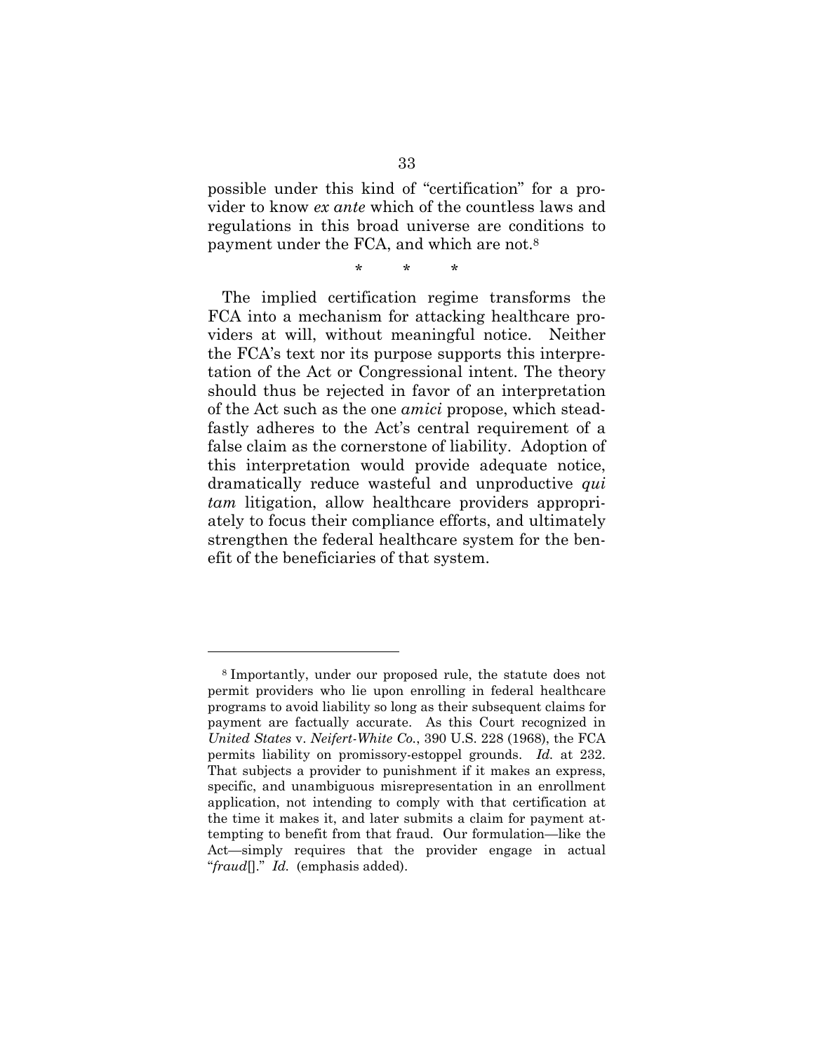possible under this kind of "certification" for a provider to know *ex ante* which of the countless laws and regulations in this broad universe are conditions to payment under the FCA, and which are not.[8]

\* \* \*

The implied certification regime transforms the FCA into a mechanism for attacking healthcare providers at will, without meaningful notice. Neither the FCA's text nor its purpose supports this interpretation of the Act or Congressional intent. The theory should thus be rejected in favor of an interpretation of the Act such as the one *amici* propose, which steadfastly adheres to the Act's central requirement of a false claim as the cornerstone of liability. Adoption of this interpretation would provide adequate notice, dramatically reduce wasteful and unproductive *qui tam* litigation, allow healthcare providers appropriately to focus their compliance efforts, and ultimately strengthen the federal healthcare system for the benefit of the beneficiaries of that system.

---

[8] Importantly, under our proposed rule, the statute does not permit providers who lie upon enrolling in federal healthcare programs to avoid liability so long as their subsequent claims for payment are factually accurate. As this Court recognized in *United States* v. *Neifert-White Co.*, 390 U.S. 228 (1968), the FCA permits liability on promissory-estoppel grounds. *Id.* at 232. That subjects a provider to punishment if it makes an express, specific, and unambiguous misrepresentation in an enrollment application, not intending to comply with that certification at the time it makes it, and later submits a claim for payment attempting to benefit from that fraud. Our formulation—like the Act—simply requires that the provider engage in actual "*fraud*[]." *Id.* (emphasis added).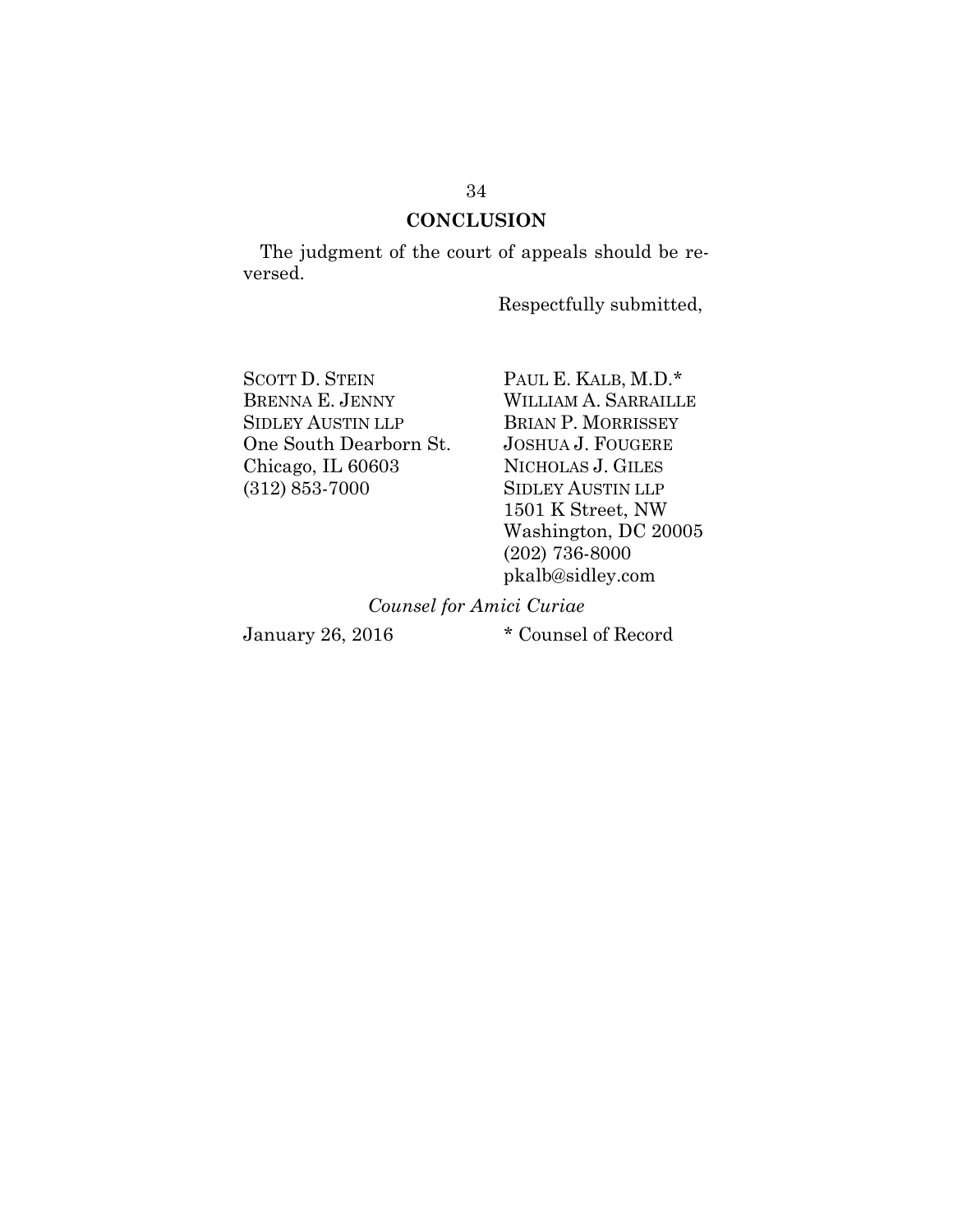## CONCLUSION

The judgment of the court of appeals should be reversed.

Respectfully submitted,

SCOTT D. STEIN
BRENNA E. JENNY
SIDLEY AUSTIN LLP
One South Dearborn St.
Chicago, IL 60603
(312) 853-7000

PAUL E. KALB, M.D.*
WILLIAM A. SARRAILLE
BRIAN P. MORRISSEY
JOSHUA J. FOUGERE
NICHOLAS J. GILES
SIDLEY AUSTIN LLP
1501 K Street, NW
Washington, DC 20005
(202) 736-8000
pkalb@sidley.com

*Counsel for Amici Curiae*

January 26, 2016

\* Counsel of Record